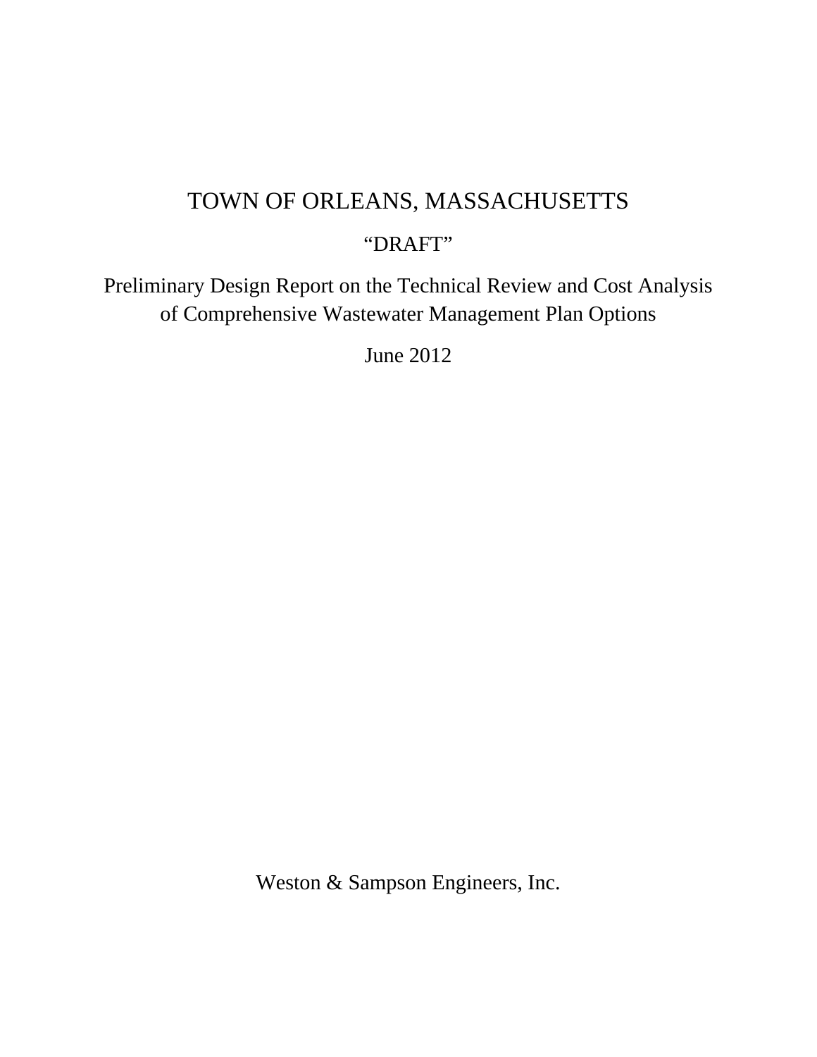# TOWN OF ORLEANS, MASSACHUSETTS

"DRAFT"

Preliminary Design Report on the Technical Review and Cost Analysis of Comprehensive Wastewater Management Plan Options

June 2012

Weston & Sampson Engineers, Inc.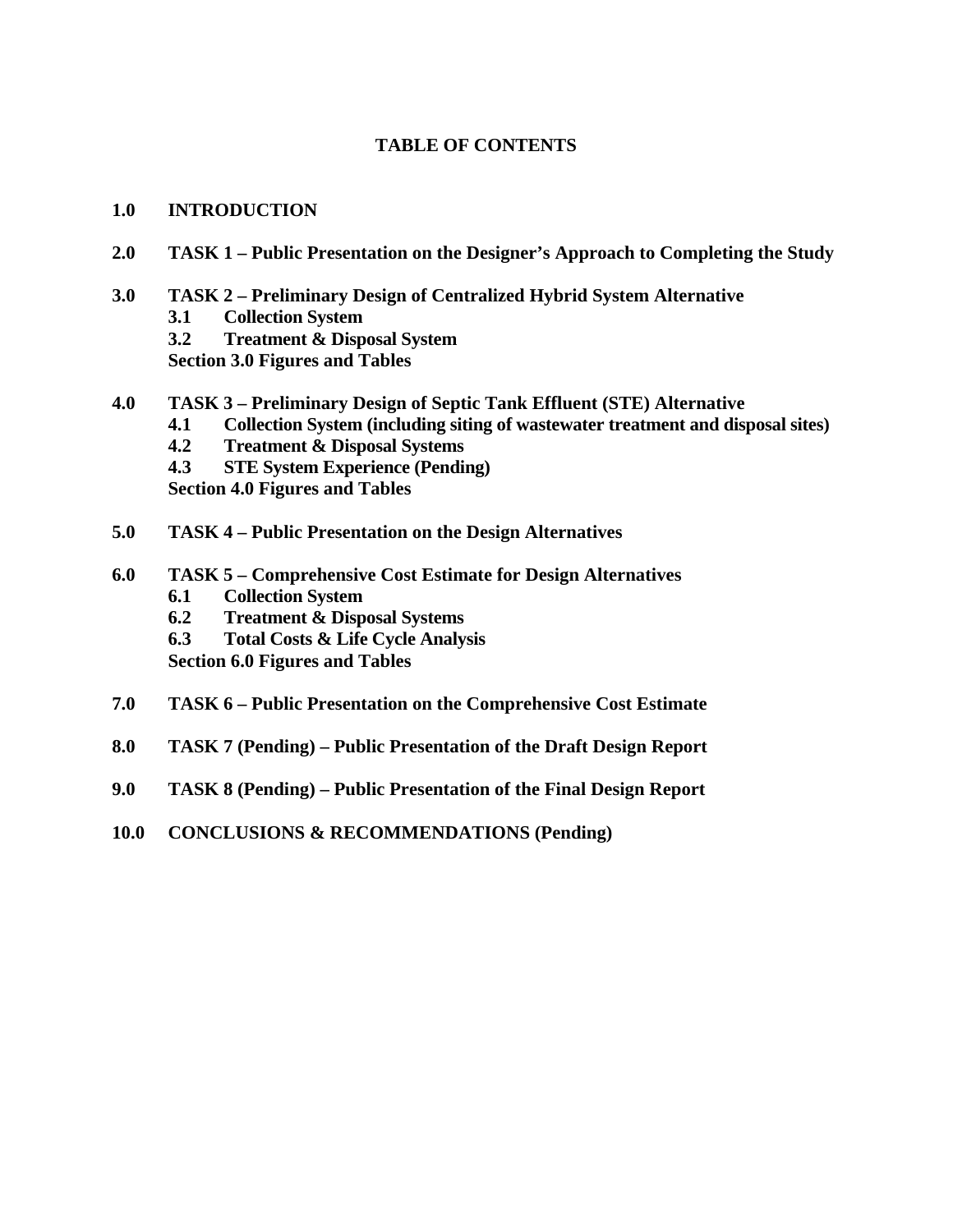# TABLE OF CONTENTS

**1.0 INTRODUCTION**

**2.0 TASK 1 – Public Presentation on the Designer's Approach to Completing the Study**

**3.0 TASK 2 – Preliminary Design of Centralized Hybrid System Alternative**
- **3.1 Collection System**
- **3.2 Treatment & Disposal System**
- **Section 3.0 Figures and Tables**

**4.0 TASK 3 – Preliminary Design of Septic Tank Effluent (STE) Alternative**
- **4.1 Collection System (including siting of wastewater treatment and disposal sites)**
- **4.2 Treatment & Disposal Systems**
- **4.3 STE System Experience (Pending)**
- **Section 4.0 Figures and Tables**

**5.0 TASK 4 – Public Presentation on the Design Alternatives**

**6.0 TASK 5 – Comprehensive Cost Estimate for Design Alternatives**
- **6.1 Collection System**
- **6.2 Treatment & Disposal Systems**
- **6.3 Total Costs & Life Cycle Analysis**
- **Section 6.0 Figures and Tables**

**7.0 TASK 6 – Public Presentation on the Comprehensive Cost Estimate**

**8.0 TASK 7 (Pending) – Public Presentation of the Draft Design Report**

**9.0 TASK 8 (Pending) – Public Presentation of the Final Design Report**

**10.0 CONCLUSIONS & RECOMMENDATIONS (Pending)**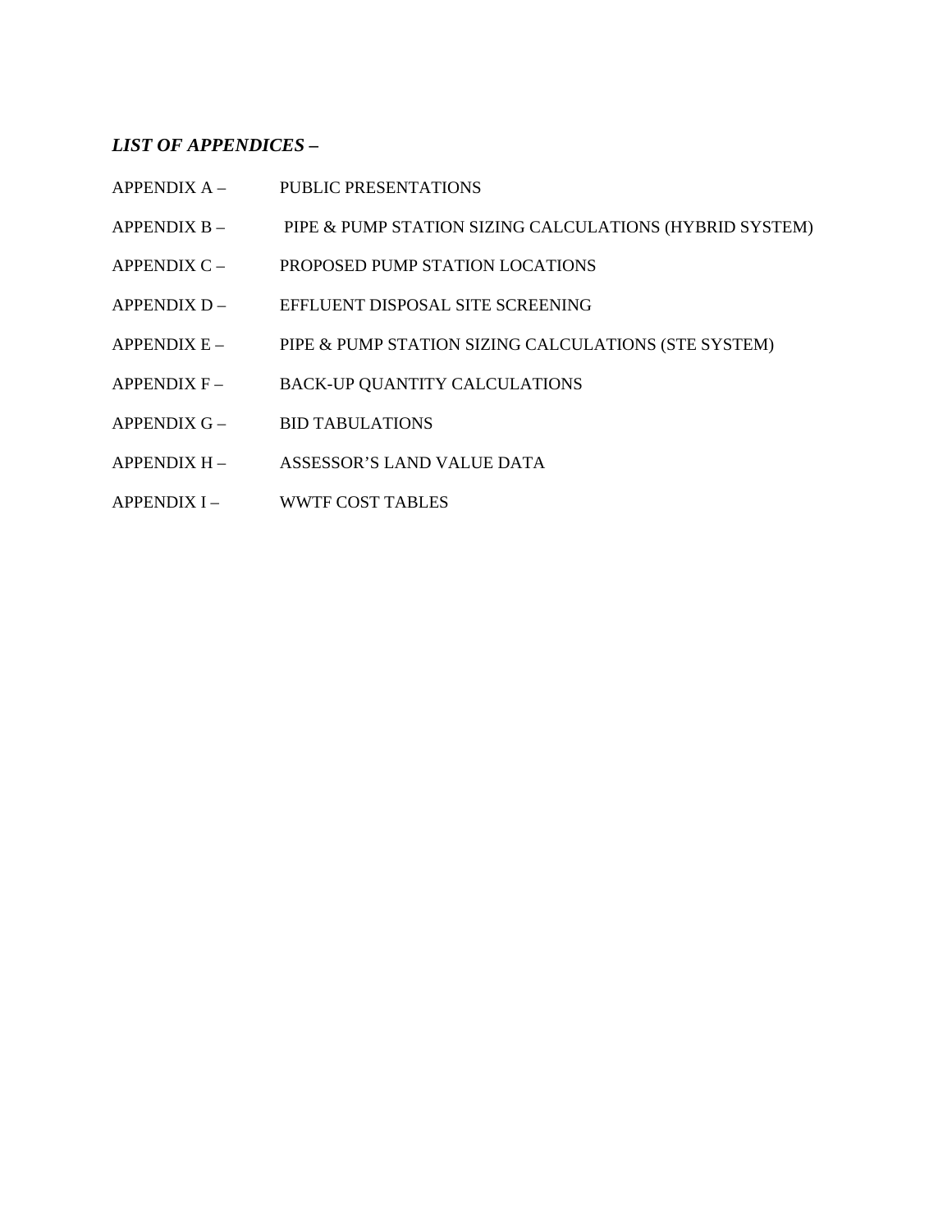### *LIST OF APPENDICES –*

APPENDIX A – PUBLIC PRESENTATIONS

APPENDIX B – PIPE & PUMP STATION SIZING CALCULATIONS (HYBRID SYSTEM)

APPENDIX C – PROPOSED PUMP STATION LOCATIONS

APPENDIX D – EFFLUENT DISPOSAL SITE SCREENING

APPENDIX E – PIPE & PUMP STATION SIZING CALCULATIONS (STE SYSTEM)

APPENDIX F – BACK-UP QUANTITY CALCULATIONS

APPENDIX G – BID TABULATIONS

APPENDIX H – ASSESSOR'S LAND VALUE DATA

APPENDIX I – WWTF COST TABLES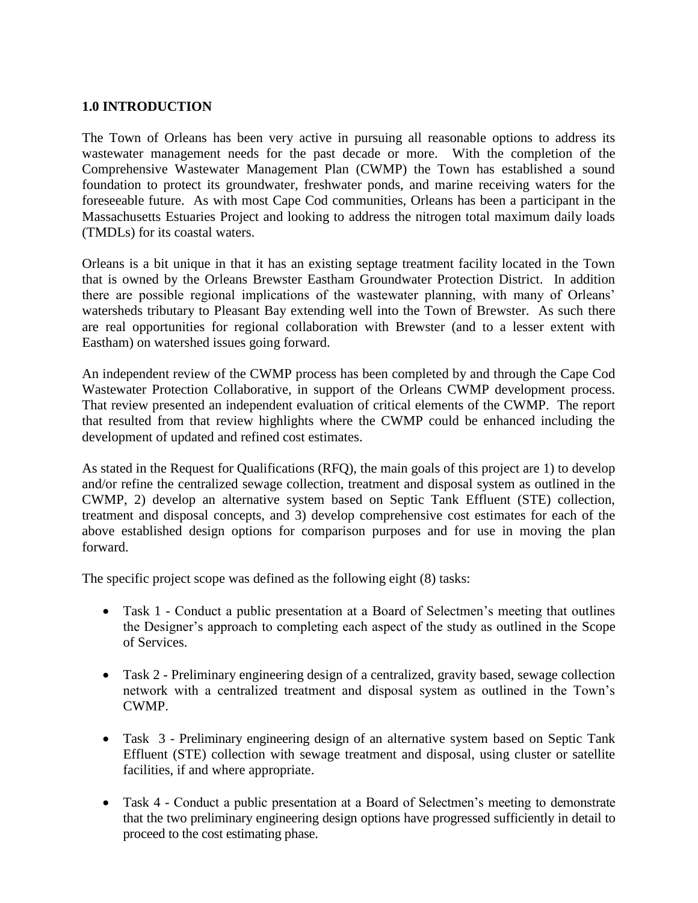## 1.0 INTRODUCTION

The Town of Orleans has been very active in pursuing all reasonable options to address its wastewater management needs for the past decade or more. With the completion of the Comprehensive Wastewater Management Plan (CWMP) the Town has established a sound foundation to protect its groundwater, freshwater ponds, and marine receiving waters for the foreseeable future. As with most Cape Cod communities, Orleans has been a participant in the Massachusetts Estuaries Project and looking to address the nitrogen total maximum daily loads (TMDLs) for its coastal waters.

Orleans is a bit unique in that it has an existing septage treatment facility located in the Town that is owned by the Orleans Brewster Eastham Groundwater Protection District. In addition there are possible regional implications of the wastewater planning, with many of Orleans' watersheds tributary to Pleasant Bay extending well into the Town of Brewster. As such there are real opportunities for regional collaboration with Brewster (and to a lesser extent with Eastham) on watershed issues going forward.

An independent review of the CWMP process has been completed by and through the Cape Cod Wastewater Protection Collaborative, in support of the Orleans CWMP development process. That review presented an independent evaluation of critical elements of the CWMP. The report that resulted from that review highlights where the CWMP could be enhanced including the development of updated and refined cost estimates.

As stated in the Request for Qualifications (RFQ), the main goals of this project are 1) to develop and/or refine the centralized sewage collection, treatment and disposal system as outlined in the CWMP, 2) develop an alternative system based on Septic Tank Effluent (STE) collection, treatment and disposal concepts, and 3) develop comprehensive cost estimates for each of the above established design options for comparison purposes and for use in moving the plan forward.

The specific project scope was defined as the following eight (8) tasks:

- Task 1 - Conduct a public presentation at a Board of Selectmen's meeting that outlines the Designer's approach to completing each aspect of the study as outlined in the Scope of Services.
- Task 2 - Preliminary engineering design of a centralized, gravity based, sewage collection network with a centralized treatment and disposal system as outlined in the Town's CWMP.
- Task 3 - Preliminary engineering design of an alternative system based on Septic Tank Effluent (STE) collection with sewage treatment and disposal, using cluster or satellite facilities, if and where appropriate.
- Task 4 - Conduct a public presentation at a Board of Selectmen's meeting to demonstrate that the two preliminary engineering design options have progressed sufficiently in detail to proceed to the cost estimating phase.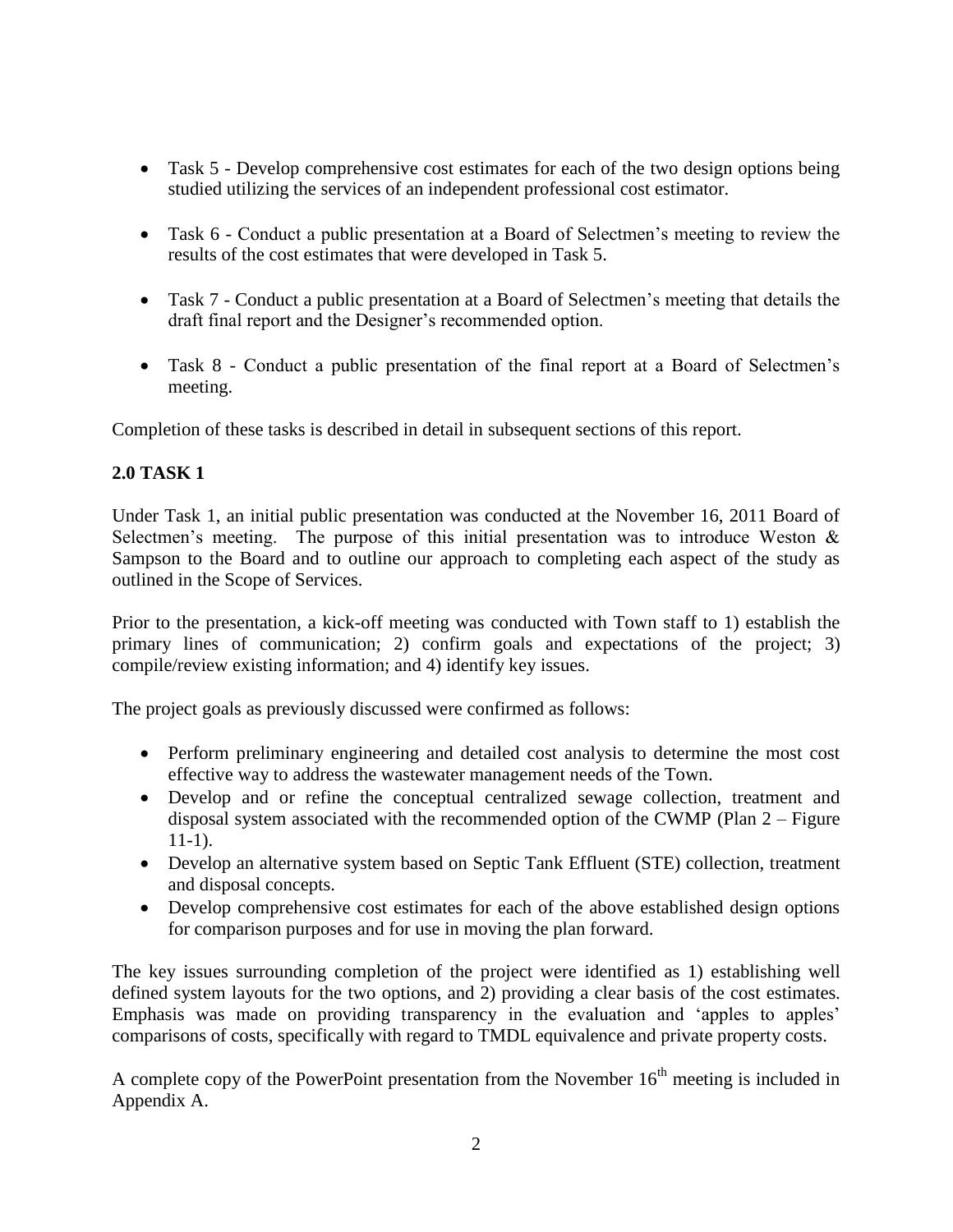- Task 5 - Develop comprehensive cost estimates for each of the two design options being studied utilizing the services of an independent professional cost estimator.
- Task 6 - Conduct a public presentation at a Board of Selectmen's meeting to review the results of the cost estimates that were developed in Task 5.
- Task 7 - Conduct a public presentation at a Board of Selectmen's meeting that details the draft final report and the Designer's recommended option.
- Task 8 - Conduct a public presentation of the final report at a Board of Selectmen's meeting.

Completion of these tasks is described in detail in subsequent sections of this report.

## 2.0 TASK 1

Under Task 1, an initial public presentation was conducted at the November 16, 2011 Board of Selectmen's meeting. The purpose of this initial presentation was to introduce Weston & Sampson to the Board and to outline our approach to completing each aspect of the study as outlined in the Scope of Services.

Prior to the presentation, a kick-off meeting was conducted with Town staff to 1) establish the primary lines of communication; 2) confirm goals and expectations of the project; 3) compile/review existing information; and 4) identify key issues.

The project goals as previously discussed were confirmed as follows:

- Perform preliminary engineering and detailed cost analysis to determine the most cost effective way to address the wastewater management needs of the Town.
- Develop and or refine the conceptual centralized sewage collection, treatment and disposal system associated with the recommended option of the CWMP (Plan 2 – Figure 11-1).
- Develop an alternative system based on Septic Tank Effluent (STE) collection, treatment and disposal concepts.
- Develop comprehensive cost estimates for each of the above established design options for comparison purposes and for use in moving the plan forward.

The key issues surrounding completion of the project were identified as 1) establishing well defined system layouts for the two options, and 2) providing a clear basis of the cost estimates. Emphasis was made on providing transparency in the evaluation and 'apples to apples' comparisons of costs, specifically with regard to TMDL equivalence and private property costs.

A complete copy of the PowerPoint presentation from the November 16th meeting is included in Appendix A.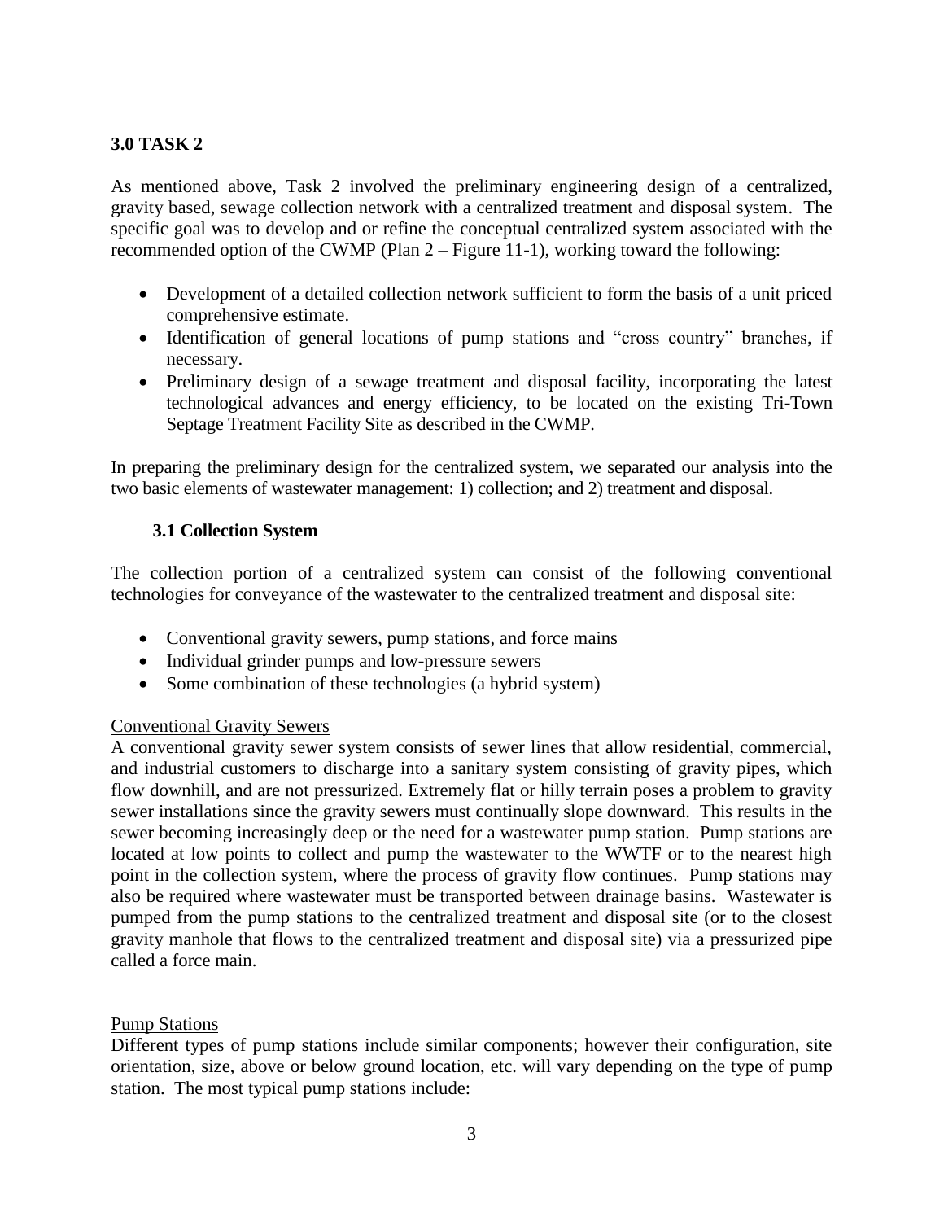## 3.0 TASK 2

As mentioned above, Task 2 involved the preliminary engineering design of a centralized, gravity based, sewage collection network with a centralized treatment and disposal system. The specific goal was to develop and or refine the conceptual centralized system associated with the recommended option of the CWMP (Plan 2 – Figure 11-1), working toward the following:

- Development of a detailed collection network sufficient to form the basis of a unit priced comprehensive estimate.
- Identification of general locations of pump stations and "cross country" branches, if necessary.
- Preliminary design of a sewage treatment and disposal facility, incorporating the latest technological advances and energy efficiency, to be located on the existing Tri-Town Septage Treatment Facility Site as described in the CWMP.

In preparing the preliminary design for the centralized system, we separated our analysis into the two basic elements of wastewater management: 1) collection; and 2) treatment and disposal.

### 3.1 Collection System

The collection portion of a centralized system can consist of the following conventional technologies for conveyance of the wastewater to the centralized treatment and disposal site:

- Conventional gravity sewers, pump stations, and force mains
- Individual grinder pumps and low-pressure sewers
- Some combination of these technologies (a hybrid system)

<u>Conventional Gravity Sewers</u>

A conventional gravity sewer system consists of sewer lines that allow residential, commercial, and industrial customers to discharge into a sanitary system consisting of gravity pipes, which flow downhill, and are not pressurized. Extremely flat or hilly terrain poses a problem to gravity sewer installations since the gravity sewers must continually slope downward. This results in the sewer becoming increasingly deep or the need for a wastewater pump station. Pump stations are located at low points to collect and pump the wastewater to the WWTF or to the nearest high point in the collection system, where the process of gravity flow continues. Pump stations may also be required where wastewater must be transported between drainage basins. Wastewater is pumped from the pump stations to the centralized treatment and disposal site (or to the closest gravity manhole that flows to the centralized treatment and disposal site) via a pressurized pipe called a force main.

<u>Pump Stations</u>

Different types of pump stations include similar components; however their configuration, site orientation, size, above or below ground location, etc. will vary depending on the type of pump station. The most typical pump stations include: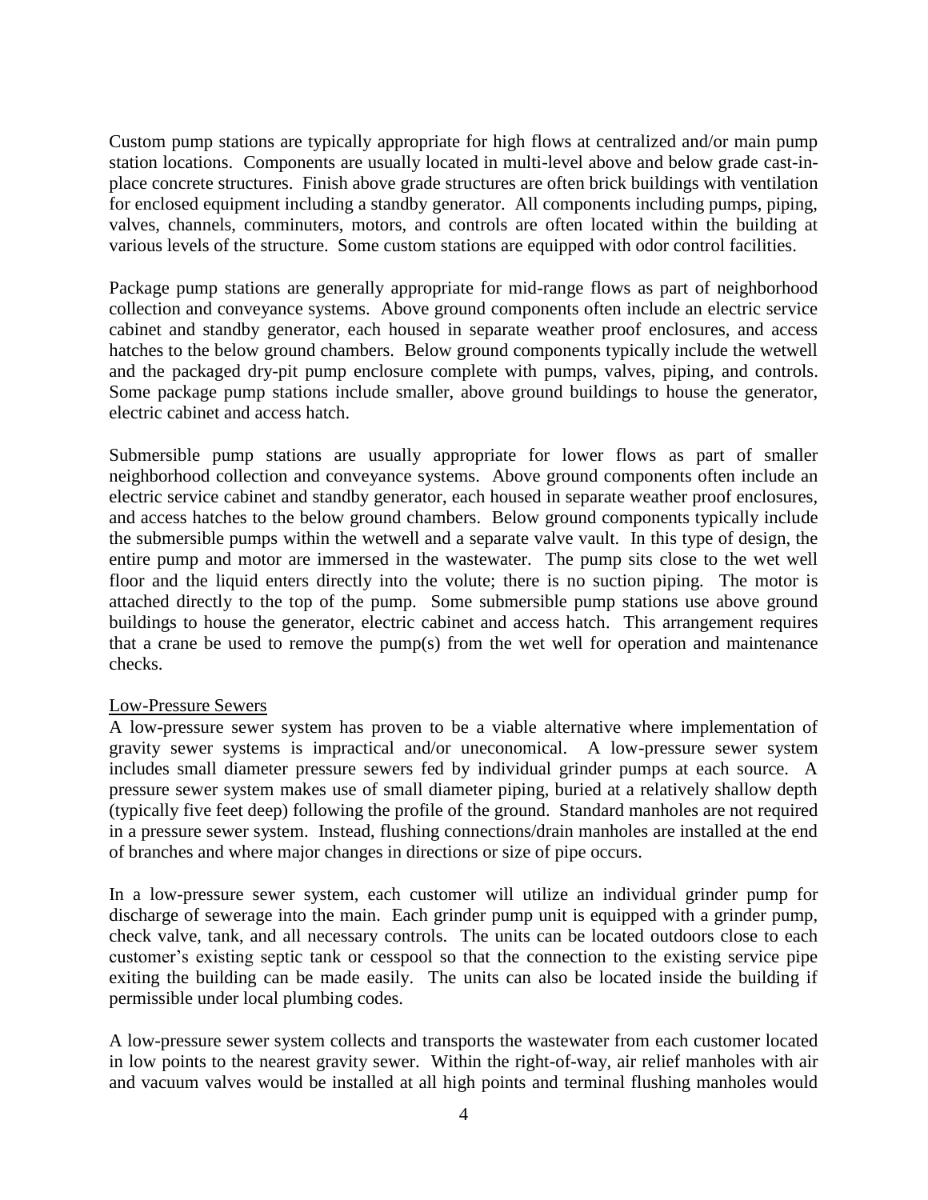Custom pump stations are typically appropriate for high flows at centralized and/or main pump station locations. Components are usually located in multi-level above and below grade cast-in-place concrete structures. Finish above grade structures are often brick buildings with ventilation for enclosed equipment including a standby generator. All components including pumps, piping, valves, channels, comminuters, motors, and controls are often located within the building at various levels of the structure. Some custom stations are equipped with odor control facilities.

Package pump stations are generally appropriate for mid-range flows as part of neighborhood collection and conveyance systems. Above ground components often include an electric service cabinet and standby generator, each housed in separate weather proof enclosures, and access hatches to the below ground chambers. Below ground components typically include the wetwell and the packaged dry-pit pump enclosure complete with pumps, valves, piping, and controls. Some package pump stations include smaller, above ground buildings to house the generator, electric cabinet and access hatch.

Submersible pump stations are usually appropriate for lower flows as part of smaller neighborhood collection and conveyance systems. Above ground components often include an electric service cabinet and standby generator, each housed in separate weather proof enclosures, and access hatches to the below ground chambers. Below ground components typically include the submersible pumps within the wetwell and a separate valve vault. In this type of design, the entire pump and motor are immersed in the wastewater. The pump sits close to the wet well floor and the liquid enters directly into the volute; there is no suction piping. The motor is attached directly to the top of the pump. Some submersible pump stations use above ground buildings to house the generator, electric cabinet and access hatch. This arrangement requires that a crane be used to remove the pump(s) from the wet well for operation and maintenance checks.

## Low-Pressure Sewers

A low-pressure sewer system has proven to be a viable alternative where implementation of gravity sewer systems is impractical and/or uneconomical. A low-pressure sewer system includes small diameter pressure sewers fed by individual grinder pumps at each source. A pressure sewer system makes use of small diameter piping, buried at a relatively shallow depth (typically five feet deep) following the profile of the ground. Standard manholes are not required in a pressure sewer system. Instead, flushing connections/drain manholes are installed at the end of branches and where major changes in directions or size of pipe occurs.

In a low-pressure sewer system, each customer will utilize an individual grinder pump for discharge of sewerage into the main. Each grinder pump unit is equipped with a grinder pump, check valve, tank, and all necessary controls. The units can be located outdoors close to each customer's existing septic tank or cesspool so that the connection to the existing service pipe exiting the building can be made easily. The units can also be located inside the building if permissible under local plumbing codes.

A low-pressure sewer system collects and transports the wastewater from each customer located in low points to the nearest gravity sewer. Within the right-of-way, air relief manholes with air and vacuum valves would be installed at all high points and terminal flushing manholes would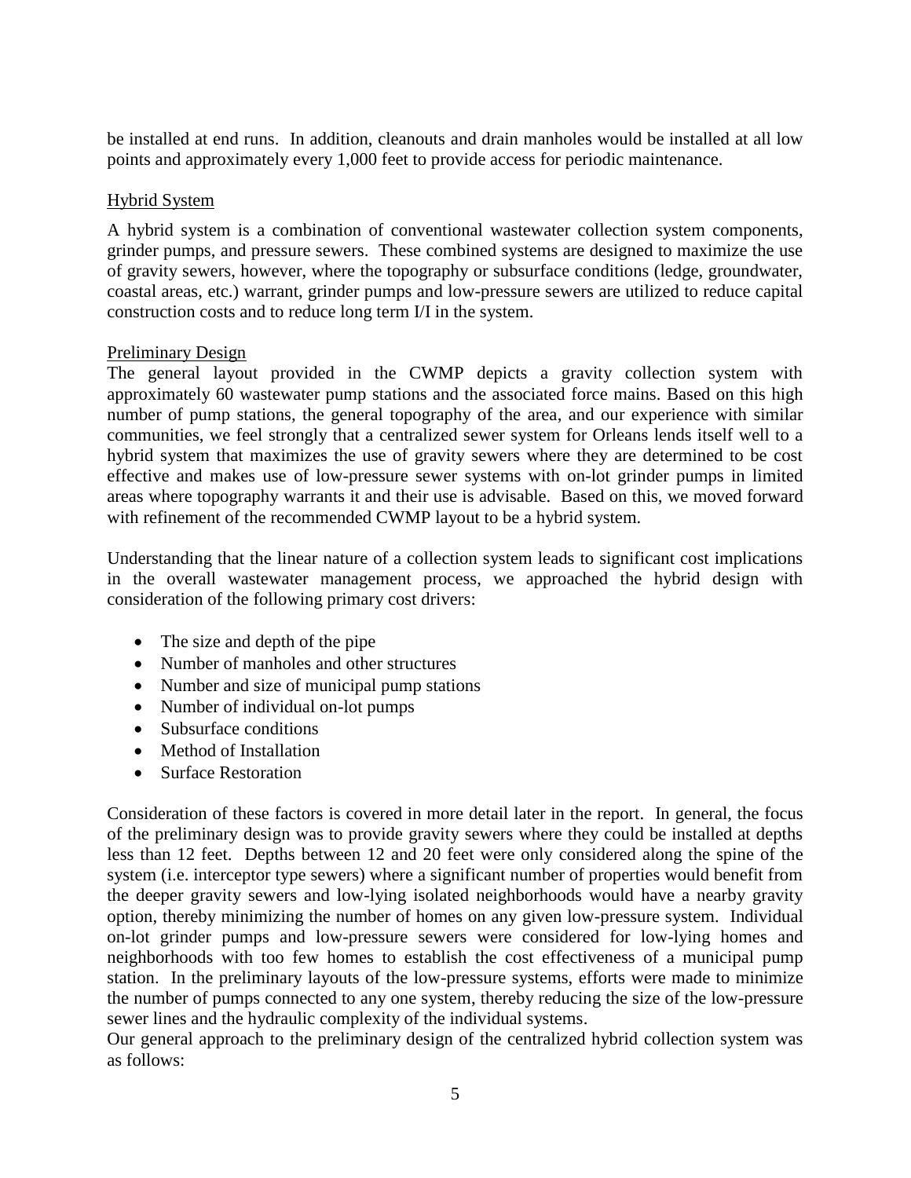be installed at end runs. In addition, cleanouts and drain manholes would be installed at all low points and approximately every 1,000 feet to provide access for periodic maintenance.

<u>Hybrid System</u>

A hybrid system is a combination of conventional wastewater collection system components, grinder pumps, and pressure sewers. These combined systems are designed to maximize the use of gravity sewers, however, where the topography or subsurface conditions (ledge, groundwater, coastal areas, etc.) warrant, grinder pumps and low-pressure sewers are utilized to reduce capital construction costs and to reduce long term I/I in the system.

<u>Preliminary Design</u>

The general layout provided in the CWMP depicts a gravity collection system with approximately 60 wastewater pump stations and the associated force mains. Based on this high number of pump stations, the general topography of the area, and our experience with similar communities, we feel strongly that a centralized sewer system for Orleans lends itself well to a hybrid system that maximizes the use of gravity sewers where they are determined to be cost effective and makes use of low-pressure sewer systems with on-lot grinder pumps in limited areas where topography warrants it and their use is advisable. Based on this, we moved forward with refinement of the recommended CWMP layout to be a hybrid system.

Understanding that the linear nature of a collection system leads to significant cost implications in the overall wastewater management process, we approached the hybrid design with consideration of the following primary cost drivers:

- The size and depth of the pipe
- Number of manholes and other structures
- Number and size of municipal pump stations
- Number of individual on-lot pumps
- Subsurface conditions
- Method of Installation
- Surface Restoration

Consideration of these factors is covered in more detail later in the report. In general, the focus of the preliminary design was to provide gravity sewers where they could be installed at depths less than 12 feet. Depths between 12 and 20 feet were only considered along the spine of the system (i.e. interceptor type sewers) where a significant number of properties would benefit from the deeper gravity sewers and low-lying isolated neighborhoods would have a nearby gravity option, thereby minimizing the number of homes on any given low-pressure system. Individual on-lot grinder pumps and low-pressure sewers were considered for low-lying homes and neighborhoods with too few homes to establish the cost effectiveness of a municipal pump station. In the preliminary layouts of the low-pressure systems, efforts were made to minimize the number of pumps connected to any one system, thereby reducing the size of the low-pressure sewer lines and the hydraulic complexity of the individual systems.

Our general approach to the preliminary design of the centralized hybrid collection system was as follows: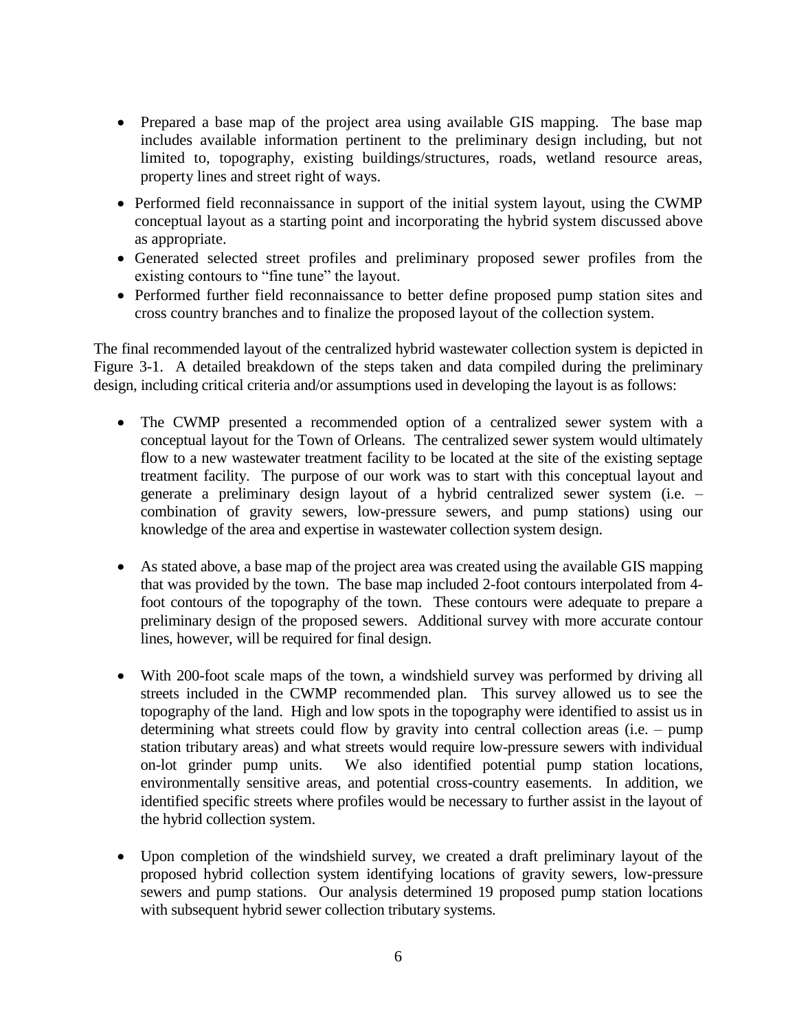- Prepared a base map of the project area using available GIS mapping. The base map includes available information pertinent to the preliminary design including, but not limited to, topography, existing buildings/structures, roads, wetland resource areas, property lines and street right of ways.
- Performed field reconnaissance in support of the initial system layout, using the CWMP conceptual layout as a starting point and incorporating the hybrid system discussed above as appropriate.
- Generated selected street profiles and preliminary proposed sewer profiles from the existing contours to "fine tune" the layout.
- Performed further field reconnaissance to better define proposed pump station sites and cross country branches and to finalize the proposed layout of the collection system.

The final recommended layout of the centralized hybrid wastewater collection system is depicted in Figure 3-1. A detailed breakdown of the steps taken and data compiled during the preliminary design, including critical criteria and/or assumptions used in developing the layout is as follows:

- The CWMP presented a recommended option of a centralized sewer system with a conceptual layout for the Town of Orleans. The centralized sewer system would ultimately flow to a new wastewater treatment facility to be located at the site of the existing septage treatment facility. The purpose of our work was to start with this conceptual layout and generate a preliminary design layout of a hybrid centralized sewer system (i.e. – combination of gravity sewers, low-pressure sewers, and pump stations) using our knowledge of the area and expertise in wastewater collection system design.

- As stated above, a base map of the project area was created using the available GIS mapping that was provided by the town. The base map included 2-foot contours interpolated from 4-foot contours of the topography of the town. These contours were adequate to prepare a preliminary design of the proposed sewers. Additional survey with more accurate contour lines, however, will be required for final design.

- With 200-foot scale maps of the town, a windshield survey was performed by driving all streets included in the CWMP recommended plan. This survey allowed us to see the topography of the land. High and low spots in the topography were identified to assist us in determining what streets could flow by gravity into central collection areas (i.e. – pump station tributary areas) and what streets would require low-pressure sewers with individual on-lot grinder pump units. We also identified potential pump station locations, environmentally sensitive areas, and potential cross-country easements. In addition, we identified specific streets where profiles would be necessary to further assist in the layout of the hybrid collection system.

- Upon completion of the windshield survey, we created a draft preliminary layout of the proposed hybrid collection system identifying locations of gravity sewers, low-pressure sewers and pump stations. Our analysis determined 19 proposed pump station locations with subsequent hybrid sewer collection tributary systems.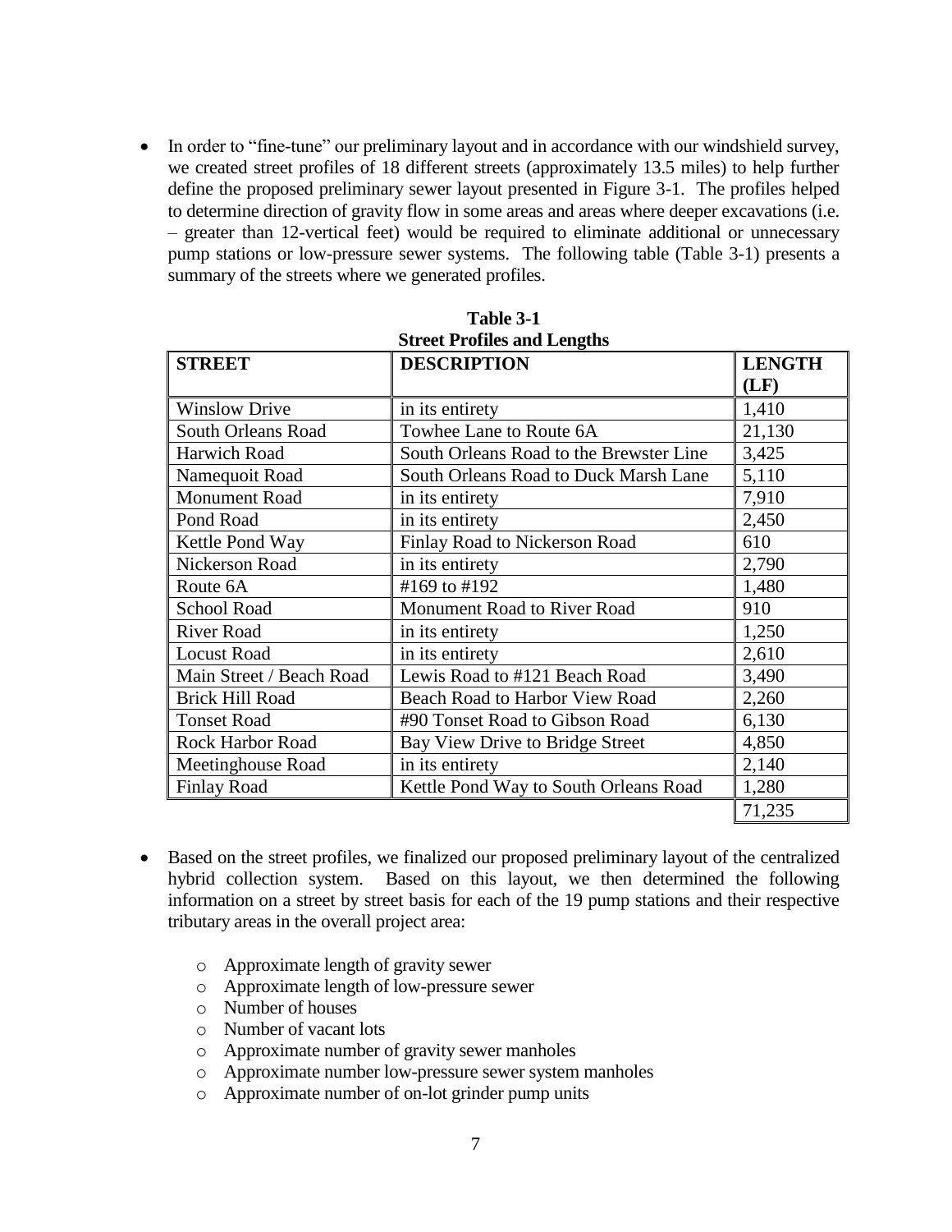- In order to "fine-tune" our preliminary layout and in accordance with our windshield survey, we created street profiles of 18 different streets (approximately 13.5 miles) to help further define the proposed preliminary sewer layout presented in Figure 3-1. The profiles helped to determine direction of gravity flow in some areas and areas where deeper excavations (i.e. – greater than 12-vertical feet) would be required to eliminate additional or unnecessary pump stations or low-pressure sewer systems. The following table (Table 3-1) presents a summary of the streets where we generated profiles.

**Table 3-1**
**Street Profiles and Lengths**

| STREET | DESCRIPTION | LENGTH (LF) |
|---|---|---|
| Winslow Drive | in its entirety | 1,410 |
| South Orleans Road | Towhee Lane to Route 6A | 21,130 |
| Harwich Road | South Orleans Road to the Brewster Line | 3,425 |
| Namequoit Road | South Orleans Road to Duck Marsh Lane | 5,110 |
| Monument Road | in its entirety | 7,910 |
| Pond Road | in its entirety | 2,450 |
| Kettle Pond Way | Finlay Road to Nickerson Road | 610 |
| Nickerson Road | in its entirety | 2,790 |
| Route 6A | #169 to #192 | 1,480 |
| School Road | Monument Road to River Road | 910 |
| River Road | in its entirety | 1,250 |
| Locust Road | in its entirety | 2,610 |
| Main Street / Beach Road | Lewis Road to #121 Beach Road | 3,490 |
| Brick Hill Road | Beach Road to Harbor View Road | 2,260 |
| Tonset Road | #90 Tonset Road to Gibson Road | 6,130 |
| Rock Harbor Road | Bay View Drive to Bridge Street | 4,850 |
| Meetinghouse Road | in its entirety | 2,140 |
| Finlay Road | Kettle Pond Way to South Orleans Road | 1,280 |
| | | 71,235 |

- Based on the street profiles, we finalized our proposed preliminary layout of the centralized hybrid collection system. Based on this layout, we then determined the following information on a street by street basis for each of the 19 pump stations and their respective tributary areas in the overall project area:
  - Approximate length of gravity sewer
  - Approximate length of low-pressure sewer
  - Number of houses
  - Number of vacant lots
  - Approximate number of gravity sewer manholes
  - Approximate number low-pressure sewer system manholes
  - Approximate number of on-lot grinder pump units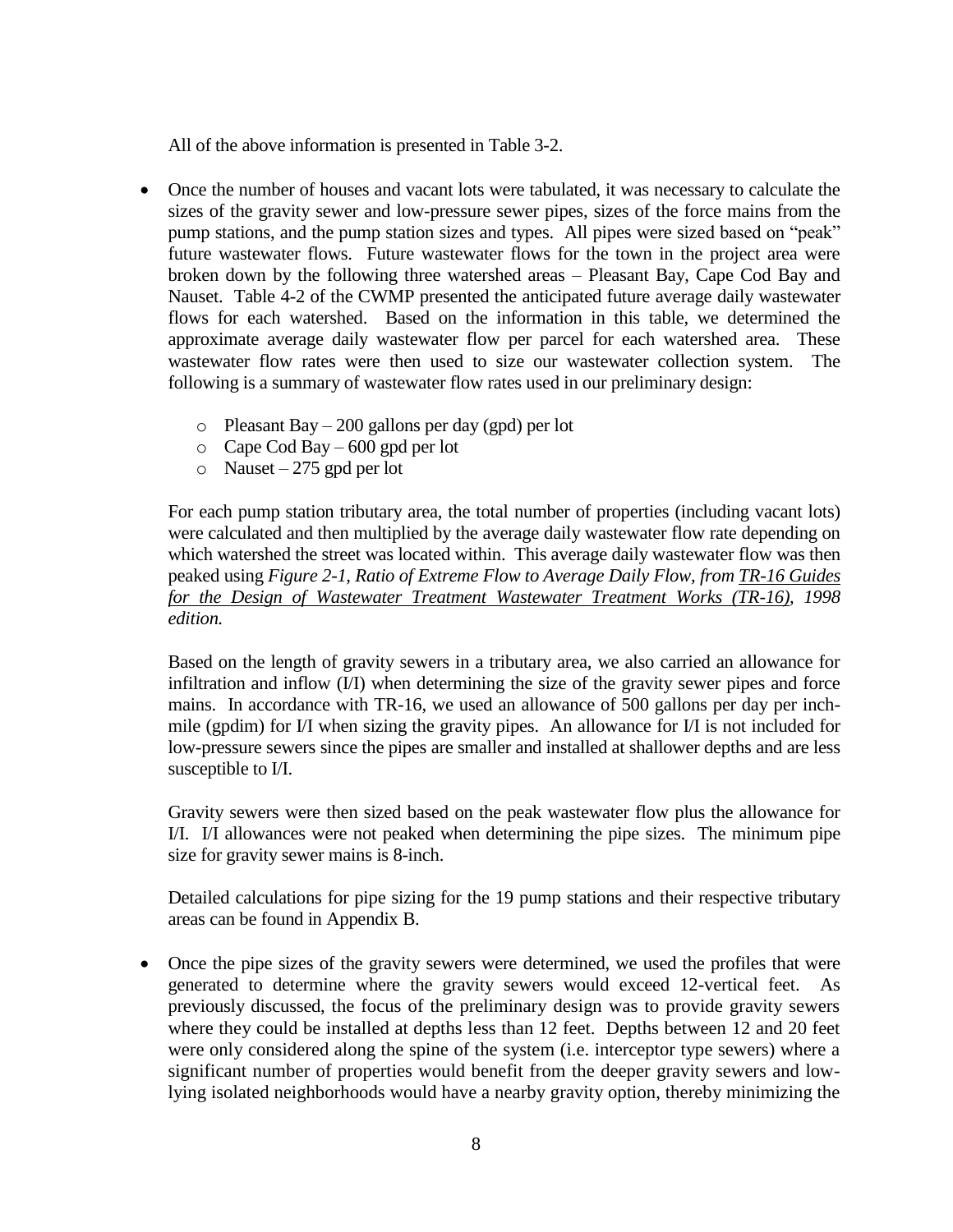All of the above information is presented in Table 3-2.

- Once the number of houses and vacant lots were tabulated, it was necessary to calculate the sizes of the gravity sewer and low-pressure sewer pipes, sizes of the force mains from the pump stations, and the pump station sizes and types. All pipes were sized based on "peak" future wastewater flows. Future wastewater flows for the town in the project area were broken down by the following three watershed areas – Pleasant Bay, Cape Cod Bay and Nauset. Table 4-2 of the CWMP presented the anticipated future average daily wastewater flows for each watershed. Based on the information in this table, we determined the approximate average daily wastewater flow per parcel for each watershed area. These wastewater flow rates were then used to size our wastewater collection system. The following is a summary of wastewater flow rates used in our preliminary design:

  - Pleasant Bay – 200 gallons per day (gpd) per lot
  - Cape Cod Bay – 600 gpd per lot
  - Nauset – 275 gpd per lot

  For each pump station tributary area, the total number of properties (including vacant lots) were calculated and then multiplied by the average daily wastewater flow rate depending on which watershed the street was located within. This average daily wastewater flow was then peaked using *Figure 2-1, Ratio of Extreme Flow to Average Daily Flow, from TR-16 Guides for the Design of Wastewater Treatment Wastewater Treatment Works (TR-16), 1998 edition.*

  Based on the length of gravity sewers in a tributary area, we also carried an allowance for infiltration and inflow (I/I) when determining the size of the gravity sewer pipes and force mains. In accordance with TR-16, we used an allowance of 500 gallons per day per inch-mile (gpdim) for I/I when sizing the gravity pipes. An allowance for I/I is not included for low-pressure sewers since the pipes are smaller and installed at shallower depths and are less susceptible to I/I.

  Gravity sewers were then sized based on the peak wastewater flow plus the allowance for I/I. I/I allowances were not peaked when determining the pipe sizes. The minimum pipe size for gravity sewer mains is 8-inch.

  Detailed calculations for pipe sizing for the 19 pump stations and their respective tributary areas can be found in Appendix B.

- Once the pipe sizes of the gravity sewers were determined, we used the profiles that were generated to determine where the gravity sewers would exceed 12-vertical feet. As previously discussed, the focus of the preliminary design was to provide gravity sewers where they could be installed at depths less than 12 feet. Depths between 12 and 20 feet were only considered along the spine of the system (i.e. interceptor type sewers) where a significant number of properties would benefit from the deeper gravity sewers and low-lying isolated neighborhoods would have a nearby gravity option, thereby minimizing the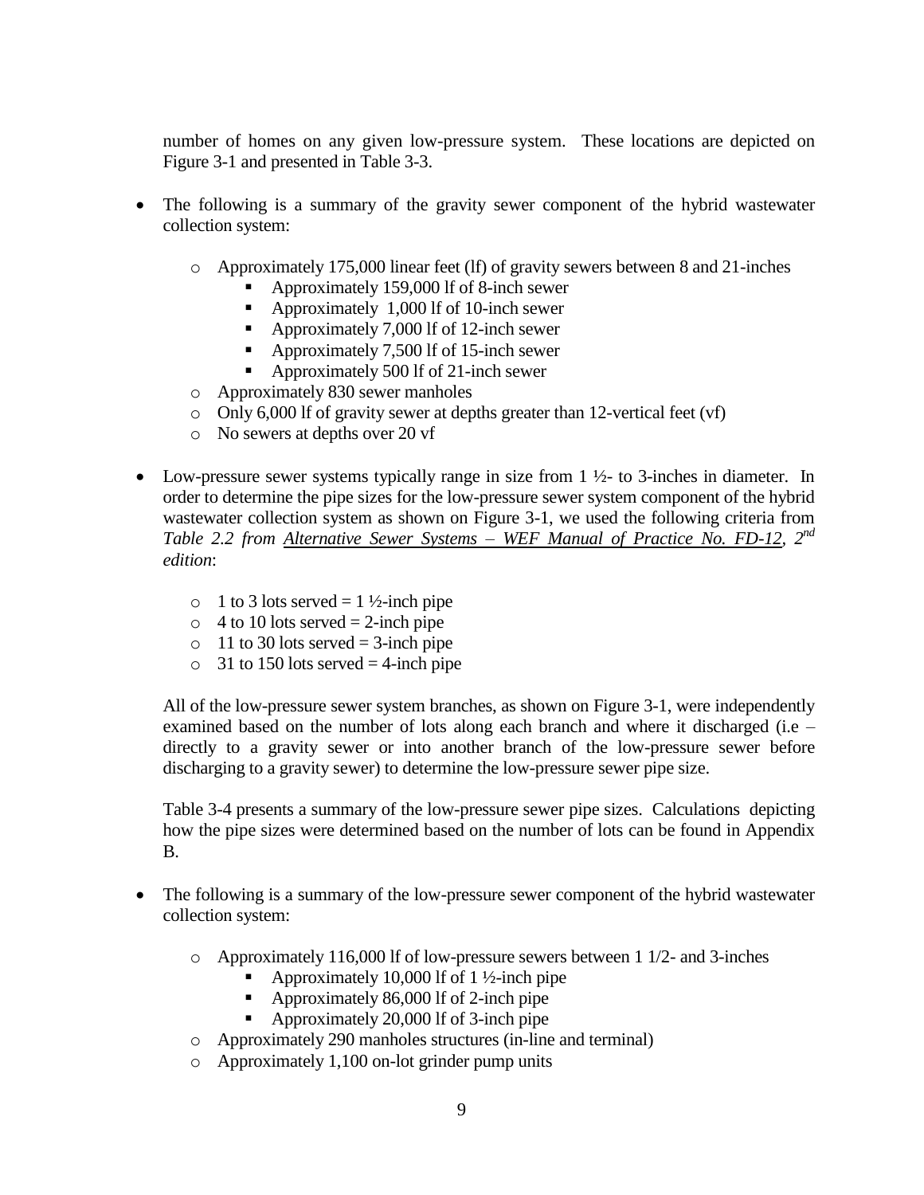number of homes on any given low-pressure system. These locations are depicted on Figure 3-1 and presented in Table 3-3.

- The following is a summary of the gravity sewer component of the hybrid wastewater collection system:
    - Approximately 175,000 linear feet (lf) of gravity sewers between 8 and 21-inches
        - Approximately 159,000 lf of 8-inch sewer
        - Approximately 1,000 lf of 10-inch sewer
        - Approximately 7,000 lf of 12-inch sewer
        - Approximately 7,500 lf of 15-inch sewer
        - Approximately 500 lf of 21-inch sewer
    - Approximately 830 sewer manholes
    - Only 6,000 lf of gravity sewer at depths greater than 12-vertical feet (vf)
    - No sewers at depths over 20 vf

- Low-pressure sewer systems typically range in size from 1 ½- to 3-inches in diameter. In order to determine the pipe sizes for the low-pressure sewer system component of the hybrid wastewater collection system as shown on Figure 3-1, we used the following criteria from *Table 2.2 from Alternative Sewer Systems – WEF Manual of Practice No. FD-12, 2nd edition*:
    - 1 to 3 lots served = 1 ½-inch pipe
    - 4 to 10 lots served = 2-inch pipe
    - 11 to 30 lots served = 3-inch pipe
    - 31 to 150 lots served = 4-inch pipe

  All of the low-pressure sewer system branches, as shown on Figure 3-1, were independently examined based on the number of lots along each branch and where it discharged (i.e – directly to a gravity sewer or into another branch of the low-pressure sewer before discharging to a gravity sewer) to determine the low-pressure sewer pipe size.

  Table 3-4 presents a summary of the low-pressure sewer pipe sizes. Calculations depicting how the pipe sizes were determined based on the number of lots can be found in Appendix B.

- The following is a summary of the low-pressure sewer component of the hybrid wastewater collection system:
    - Approximately 116,000 lf of low-pressure sewers between 1 1/2- and 3-inches
        - Approximately 10,000 lf of 1 ½-inch pipe
        - Approximately 86,000 lf of 2-inch pipe
        - Approximately 20,000 lf of 3-inch pipe
    - Approximately 290 manholes structures (in-line and terminal)
    - Approximately 1,100 on-lot grinder pump units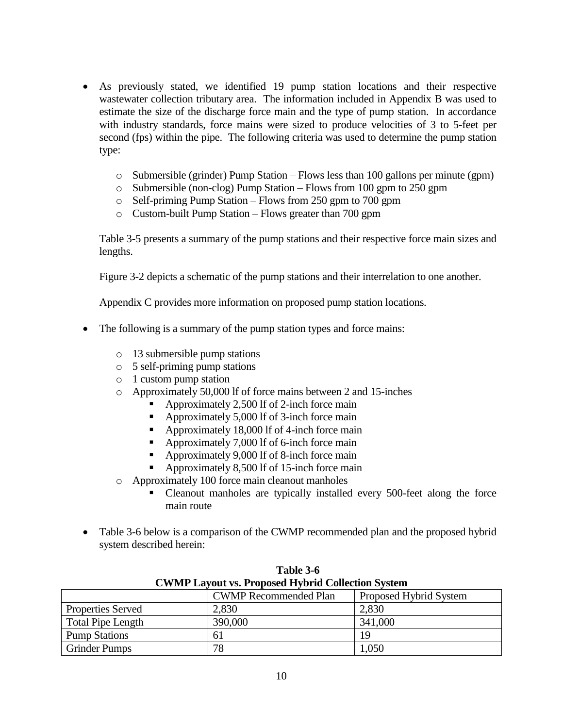- As previously stated, we identified 19 pump station locations and their respective wastewater collection tributary area. The information included in Appendix B was used to estimate the size of the discharge force main and the type of pump station. In accordance with industry standards, force mains were sized to produce velocities of 3 to 5-feet per second (fps) within the pipe. The following criteria was used to determine the pump station type:

  - Submersible (grinder) Pump Station – Flows less than 100 gallons per minute (gpm)
  - Submersible (non-clog) Pump Station – Flows from 100 gpm to 250 gpm
  - Self-priming Pump Station – Flows from 250 gpm to 700 gpm
  - Custom-built Pump Station – Flows greater than 700 gpm

  Table 3-5 presents a summary of the pump stations and their respective force main sizes and lengths.

  Figure 3-2 depicts a schematic of the pump stations and their interrelation to one another.

  Appendix C provides more information on proposed pump station locations.

- The following is a summary of the pump station types and force mains:

  - 13 submersible pump stations
  - 5 self-priming pump stations
  - 1 custom pump station
  - Approximately 50,000 lf of force mains between 2 and 15-inches
    - Approximately 2,500 lf of 2-inch force main
    - Approximately 5,000 lf of 3-inch force main
    - Approximately 18,000 lf of 4-inch force main
    - Approximately 7,000 lf of 6-inch force main
    - Approximately 9,000 lf of 8-inch force main
    - Approximately 8,500 lf of 15-inch force main
  - Approximately 100 force main cleanout manholes
    - Cleanout manholes are typically installed every 500-feet along the force main route

- Table 3-6 below is a comparison of the CWMP recommended plan and the proposed hybrid system described herein:

**Table 3-6**
**CWMP Layout vs. Proposed Hybrid Collection System**

| | CWMP Recommended Plan | Proposed Hybrid System |
|---|---|---|
| Properties Served | 2,830 | 2,830 |
| Total Pipe Length | 390,000 | 341,000 |
| Pump Stations | 61 | 19 |
| Grinder Pumps | 78 | 1,050 |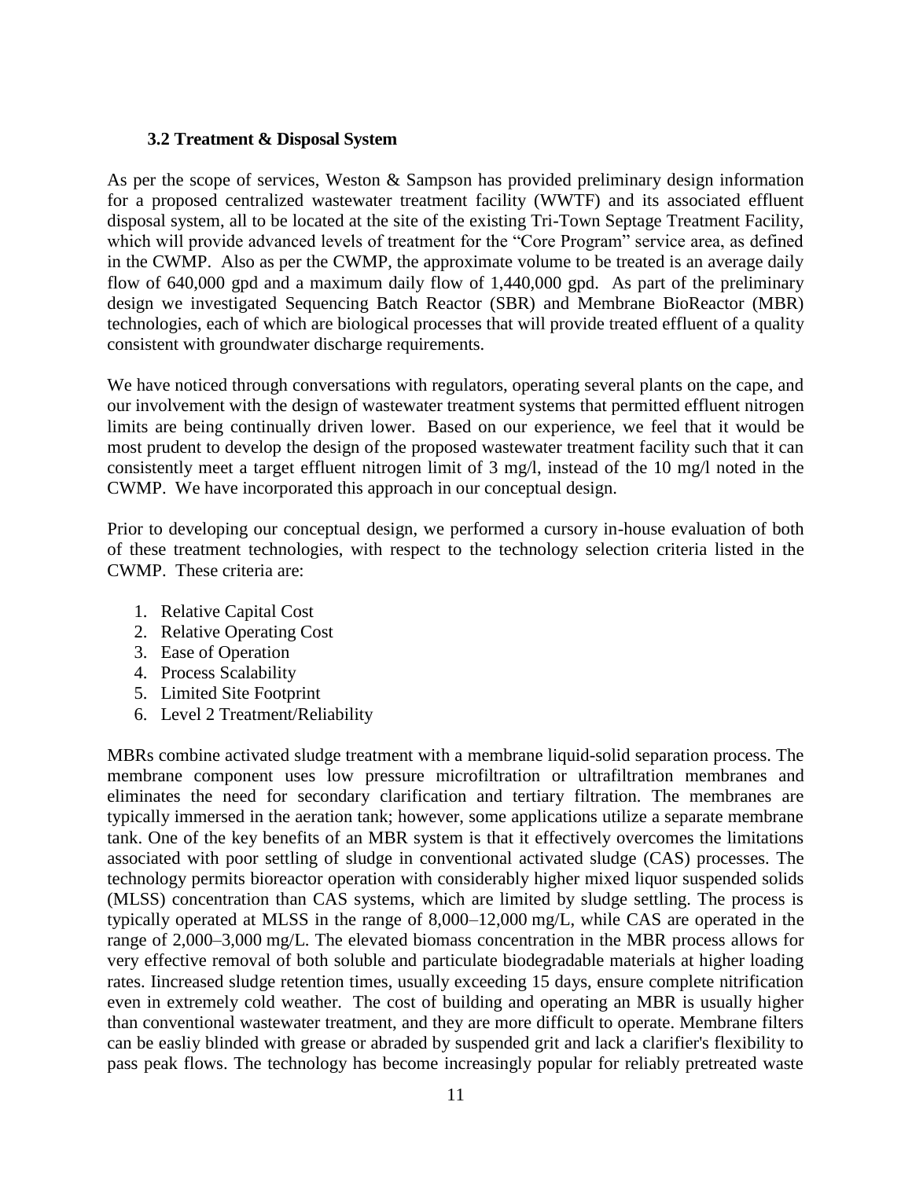### 3.2 Treatment & Disposal System

As per the scope of services, Weston & Sampson has provided preliminary design information for a proposed centralized wastewater treatment facility (WWTF) and its associated effluent disposal system, all to be located at the site of the existing Tri-Town Septage Treatment Facility, which will provide advanced levels of treatment for the "Core Program" service area, as defined in the CWMP. Also as per the CWMP, the approximate volume to be treated is an average daily flow of 640,000 gpd and a maximum daily flow of 1,440,000 gpd. As part of the preliminary design we investigated Sequencing Batch Reactor (SBR) and Membrane BioReactor (MBR) technologies, each of which are biological processes that will provide treated effluent of a quality consistent with groundwater discharge requirements.

We have noticed through conversations with regulators, operating several plants on the cape, and our involvement with the design of wastewater treatment systems that permitted effluent nitrogen limits are being continually driven lower. Based on our experience, we feel that it would be most prudent to develop the design of the proposed wastewater treatment facility such that it can consistently meet a target effluent nitrogen limit of 3 mg/l, instead of the 10 mg/l noted in the CWMP. We have incorporated this approach in our conceptual design.

Prior to developing our conceptual design, we performed a cursory in-house evaluation of both of these treatment technologies, with respect to the technology selection criteria listed in the CWMP. These criteria are:

1. Relative Capital Cost
2. Relative Operating Cost
3. Ease of Operation
4. Process Scalability
5. Limited Site Footprint
6. Level 2 Treatment/Reliability

MBRs combine activated sludge treatment with a membrane liquid-solid separation process. The membrane component uses low pressure microfiltration or ultrafiltration membranes and eliminates the need for secondary clarification and tertiary filtration. The membranes are typically immersed in the aeration tank; however, some applications utilize a separate membrane tank. One of the key benefits of an MBR system is that it effectively overcomes the limitations associated with poor settling of sludge in conventional activated sludge (CAS) processes. The technology permits bioreactor operation with considerably higher mixed liquor suspended solids (MLSS) concentration than CAS systems, which are limited by sludge settling. The process is typically operated at MLSS in the range of 8,000–12,000 mg/L, while CAS are operated in the range of 2,000–3,000 mg/L. The elevated biomass concentration in the MBR process allows for very effective removal of both soluble and particulate biodegradable materials at higher loading rates. Iincreased sludge retention times, usually exceeding 15 days, ensure complete nitrification even in extremely cold weather. The cost of building and operating an MBR is usually higher than conventional wastewater treatment, and they are more difficult to operate. Membrane filters can be easliy blinded with grease or abraded by suspended grit and lack a clarifier's flexibility to pass peak flows. The technology has become increasingly popular for reliably pretreated waste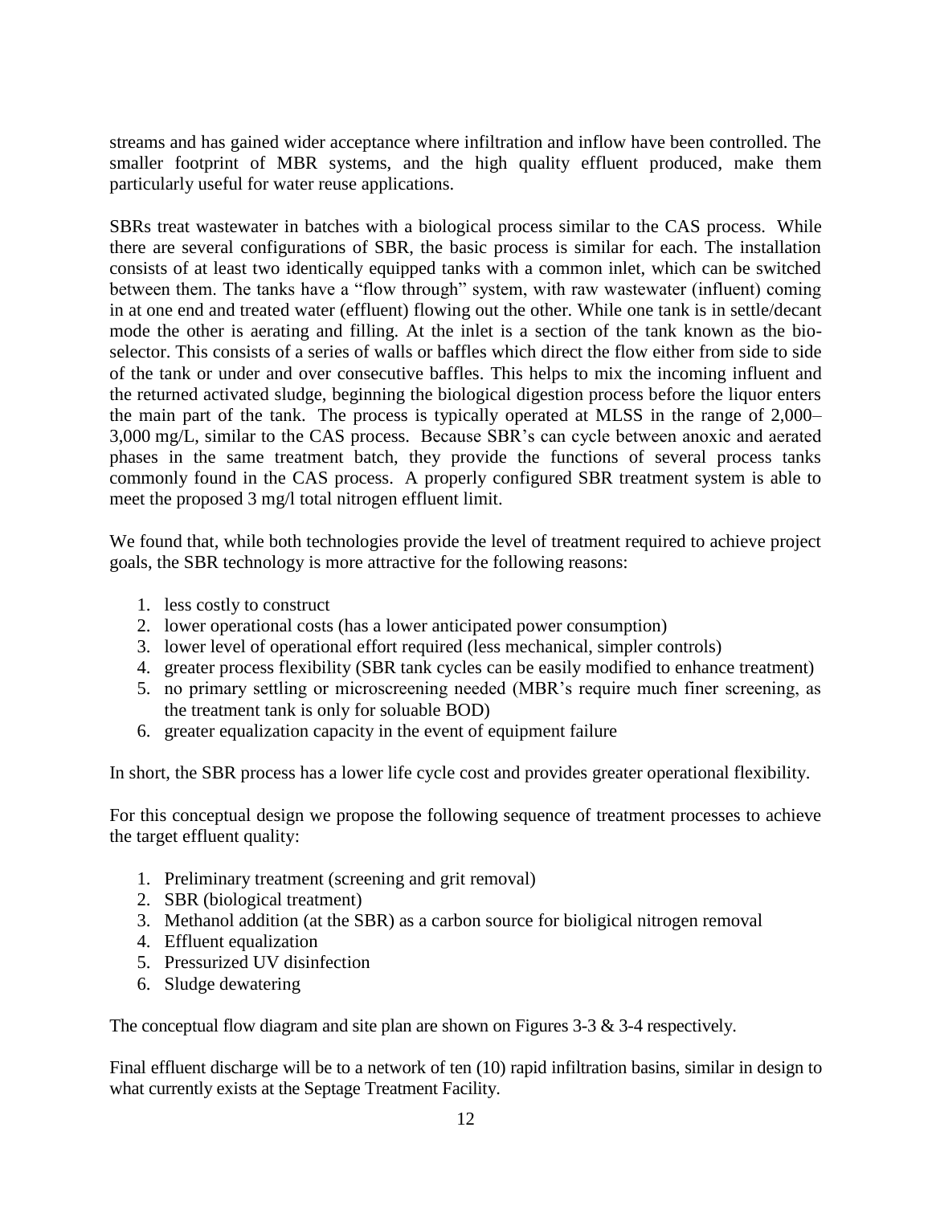streams and has gained wider acceptance where infiltration and inflow have been controlled. The smaller footprint of MBR systems, and the high quality effluent produced, make them particularly useful for water reuse applications.

SBRs treat wastewater in batches with a biological process similar to the CAS process. While there are several configurations of SBR, the basic process is similar for each. The installation consists of at least two identically equipped tanks with a common inlet, which can be switched between them. The tanks have a "flow through" system, with raw wastewater (influent) coming in at one end and treated water (effluent) flowing out the other. While one tank is in settle/decant mode the other is aerating and filling. At the inlet is a section of the tank known as the bio-selector. This consists of a series of walls or baffles which direct the flow either from side to side of the tank or under and over consecutive baffles. This helps to mix the incoming influent and the returned activated sludge, beginning the biological digestion process before the liquor enters the main part of the tank. The process is typically operated at MLSS in the range of 2,000–3,000 mg/L, similar to the CAS process. Because SBR's can cycle between anoxic and aerated phases in the same treatment batch, they provide the functions of several process tanks commonly found in the CAS process. A properly configured SBR treatment system is able to meet the proposed 3 mg/l total nitrogen effluent limit.

We found that, while both technologies provide the level of treatment required to achieve project goals, the SBR technology is more attractive for the following reasons:

1. less costly to construct
2. lower operational costs (has a lower anticipated power consumption)
3. lower level of operational effort required (less mechanical, simpler controls)
4. greater process flexibility (SBR tank cycles can be easily modified to enhance treatment)
5. no primary settling or microscreening needed (MBR's require much finer screening, as the treatment tank is only for soluable BOD)
6. greater equalization capacity in the event of equipment failure

In short, the SBR process has a lower life cycle cost and provides greater operational flexibility.

For this conceptual design we propose the following sequence of treatment processes to achieve the target effluent quality:

1. Preliminary treatment (screening and grit removal)
2. SBR (biological treatment)
3. Methanol addition (at the SBR) as a carbon source for bioligical nitrogen removal
4. Effluent equalization
5. Pressurized UV disinfection
6. Sludge dewatering

The conceptual flow diagram and site plan are shown on Figures 3-3 & 3-4 respectively.

Final effluent discharge will be to a network of ten (10) rapid infiltration basins, similar in design to what currently exists at the Septage Treatment Facility.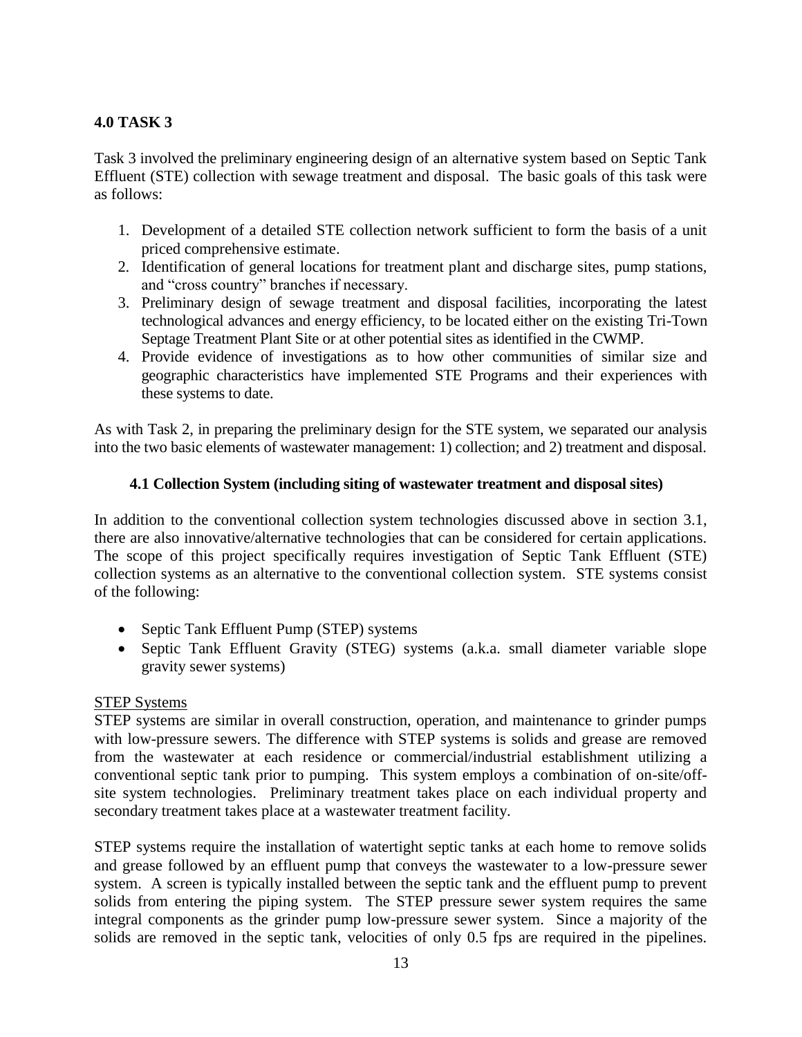## 4.0 TASK 3

Task 3 involved the preliminary engineering design of an alternative system based on Septic Tank Effluent (STE) collection with sewage treatment and disposal. The basic goals of this task were as follows:

1. Development of a detailed STE collection network sufficient to form the basis of a unit priced comprehensive estimate.
2. Identification of general locations for treatment plant and discharge sites, pump stations, and "cross country" branches if necessary.
3. Preliminary design of sewage treatment and disposal facilities, incorporating the latest technological advances and energy efficiency, to be located either on the existing Tri-Town Septage Treatment Plant Site or at other potential sites as identified in the CWMP.
4. Provide evidence of investigations as to how other communities of similar size and geographic characteristics have implemented STE Programs and their experiences with these systems to date.

As with Task 2, in preparing the preliminary design for the STE system, we separated our analysis into the two basic elements of wastewater management: 1) collection; and 2) treatment and disposal.

### 4.1 Collection System (including siting of wastewater treatment and disposal sites)

In addition to the conventional collection system technologies discussed above in section 3.1, there are also innovative/alternative technologies that can be considered for certain applications. The scope of this project specifically requires investigation of Septic Tank Effluent (STE) collection systems as an alternative to the conventional collection system. STE systems consist of the following:

- Septic Tank Effluent Pump (STEP) systems
- Septic Tank Effluent Gravity (STEG) systems (a.k.a. small diameter variable slope gravity sewer systems)

STEP Systems

STEP systems are similar in overall construction, operation, and maintenance to grinder pumps with low-pressure sewers. The difference with STEP systems is solids and grease are removed from the wastewater at each residence or commercial/industrial establishment utilizing a conventional septic tank prior to pumping. This system employs a combination of on-site/off-site system technologies. Preliminary treatment takes place on each individual property and secondary treatment takes place at a wastewater treatment facility.

STEP systems require the installation of watertight septic tanks at each home to remove solids and grease followed by an effluent pump that conveys the wastewater to a low-pressure sewer system. A screen is typically installed between the septic tank and the effluent pump to prevent solids from entering the piping system. The STEP pressure sewer system requires the same integral components as the grinder pump low-pressure sewer system. Since a majority of the solids are removed in the septic tank, velocities of only 0.5 fps are required in the pipelines.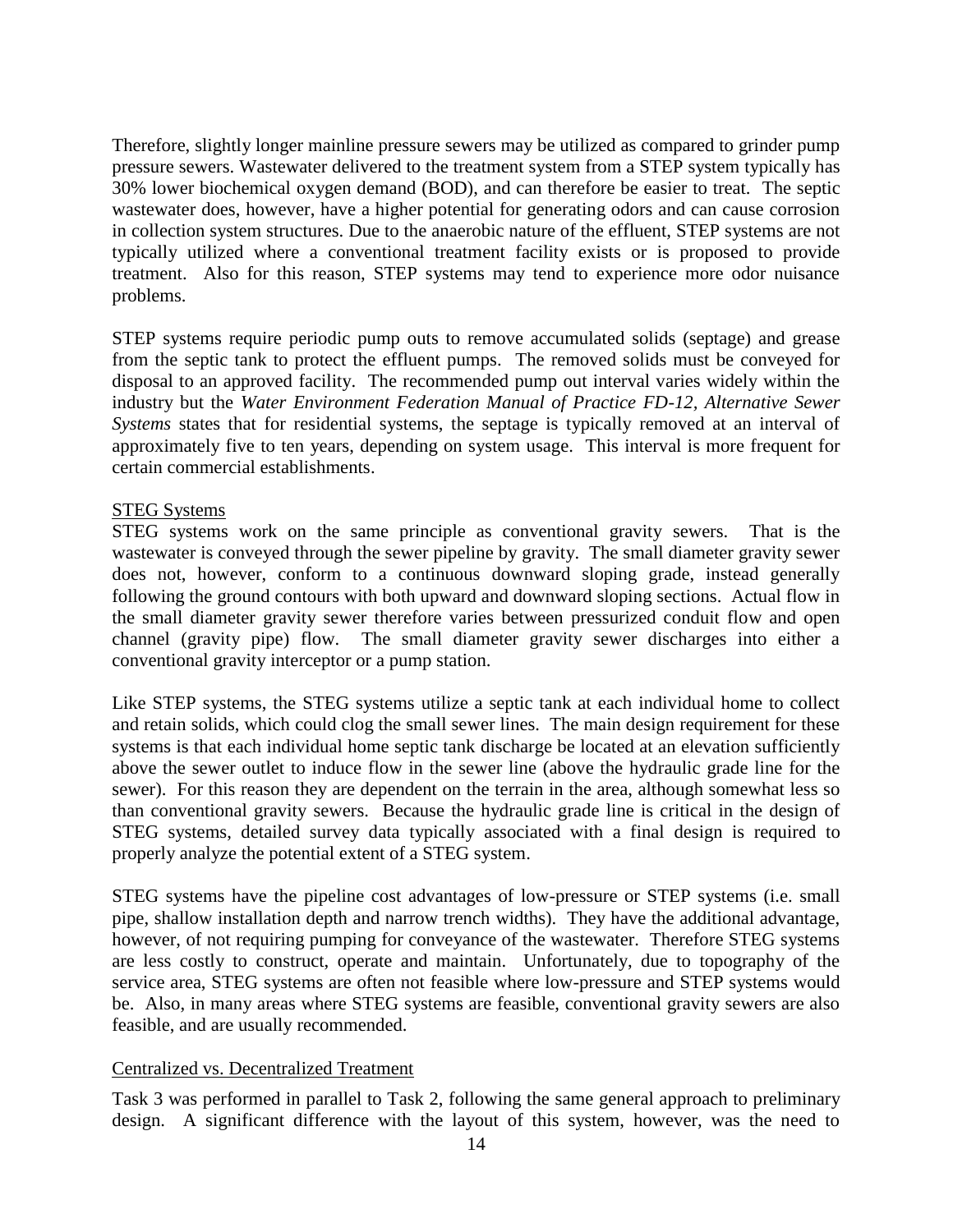Therefore, slightly longer mainline pressure sewers may be utilized as compared to grinder pump pressure sewers. Wastewater delivered to the treatment system from a STEP system typically has 30% lower biochemical oxygen demand (BOD), and can therefore be easier to treat. The septic wastewater does, however, have a higher potential for generating odors and can cause corrosion in collection system structures. Due to the anaerobic nature of the effluent, STEP systems are not typically utilized where a conventional treatment facility exists or is proposed to provide treatment. Also for this reason, STEP systems may tend to experience more odor nuisance problems.

STEP systems require periodic pump outs to remove accumulated solids (septage) and grease from the septic tank to protect the effluent pumps. The removed solids must be conveyed for disposal to an approved facility. The recommended pump out interval varies widely within the industry but the *Water Environment Federation Manual of Practice FD-12, Alternative Sewer Systems* states that for residential systems, the septage is typically removed at an interval of approximately five to ten years, depending on system usage. This interval is more frequent for certain commercial establishments.

STEG Systems

STEG systems work on the same principle as conventional gravity sewers. That is the wastewater is conveyed through the sewer pipeline by gravity. The small diameter gravity sewer does not, however, conform to a continuous downward sloping grade, instead generally following the ground contours with both upward and downward sloping sections. Actual flow in the small diameter gravity sewer therefore varies between pressurized conduit flow and open channel (gravity pipe) flow. The small diameter gravity sewer discharges into either a conventional gravity interceptor or a pump station.

Like STEP systems, the STEG systems utilize a septic tank at each individual home to collect and retain solids, which could clog the small sewer lines. The main design requirement for these systems is that each individual home septic tank discharge be located at an elevation sufficiently above the sewer outlet to induce flow in the sewer line (above the hydraulic grade line for the sewer). For this reason they are dependent on the terrain in the area, although somewhat less so than conventional gravity sewers. Because the hydraulic grade line is critical in the design of STEG systems, detailed survey data typically associated with a final design is required to properly analyze the potential extent of a STEG system.

STEG systems have the pipeline cost advantages of low-pressure or STEP systems (i.e. small pipe, shallow installation depth and narrow trench widths). They have the additional advantage, however, of not requiring pumping for conveyance of the wastewater. Therefore STEG systems are less costly to construct, operate and maintain. Unfortunately, due to topography of the service area, STEG systems are often not feasible where low-pressure and STEP systems would be. Also, in many areas where STEG systems are feasible, conventional gravity sewers are also feasible, and are usually recommended.

Centralized vs. Decentralized Treatment

Task 3 was performed in parallel to Task 2, following the same general approach to preliminary design. A significant difference with the layout of this system, however, was the need to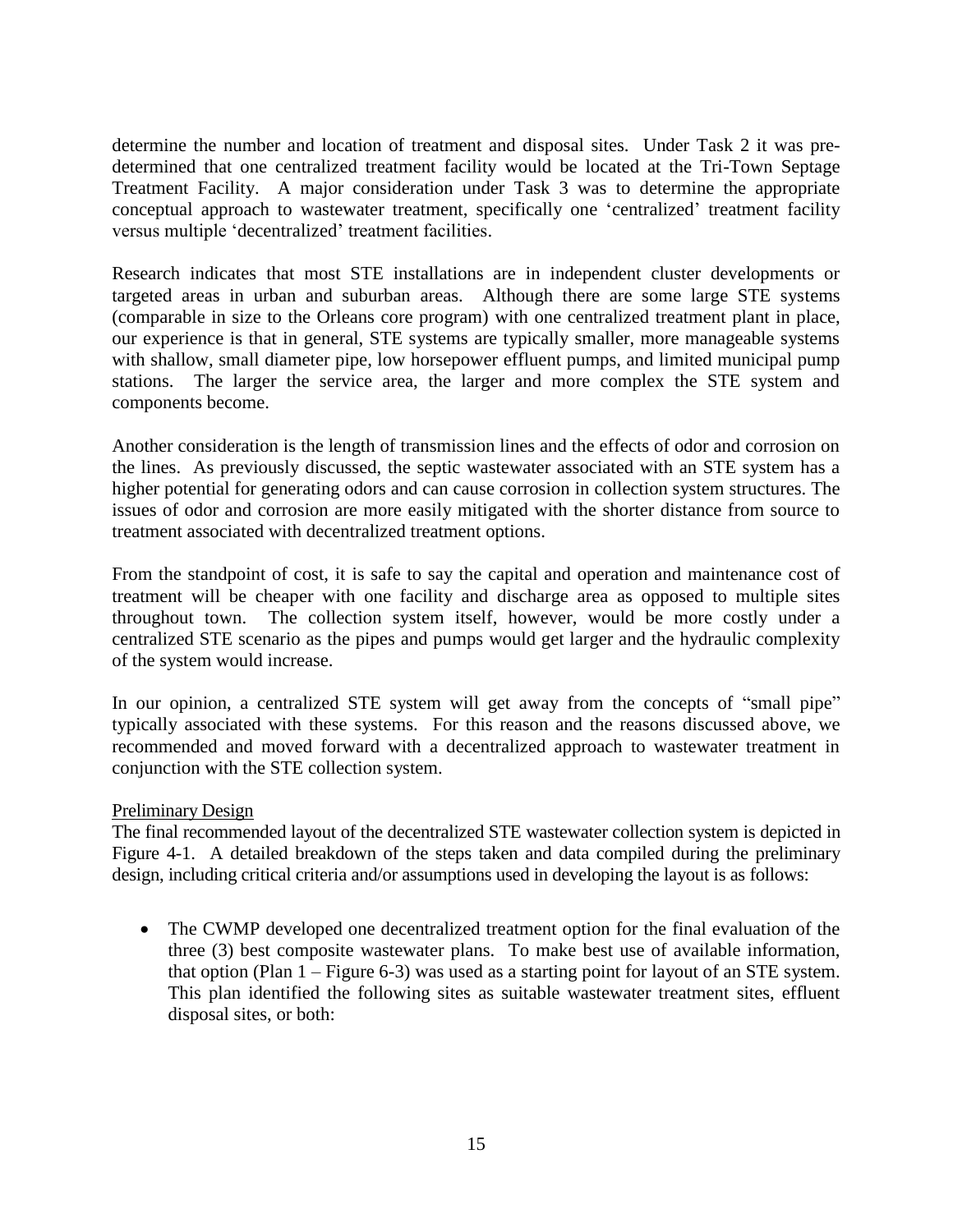determine the number and location of treatment and disposal sites. Under Task 2 it was pre-determined that one centralized treatment facility would be located at the Tri-Town Septage Treatment Facility. A major consideration under Task 3 was to determine the appropriate conceptual approach to wastewater treatment, specifically one 'centralized' treatment facility versus multiple 'decentralized' treatment facilities.

Research indicates that most STE installations are in independent cluster developments or targeted areas in urban and suburban areas. Although there are some large STE systems (comparable in size to the Orleans core program) with one centralized treatment plant in place, our experience is that in general, STE systems are typically smaller, more manageable systems with shallow, small diameter pipe, low horsepower effluent pumps, and limited municipal pump stations. The larger the service area, the larger and more complex the STE system and components become.

Another consideration is the length of transmission lines and the effects of odor and corrosion on the lines. As previously discussed, the septic wastewater associated with an STE system has a higher potential for generating odors and can cause corrosion in collection system structures. The issues of odor and corrosion are more easily mitigated with the shorter distance from source to treatment associated with decentralized treatment options.

From the standpoint of cost, it is safe to say the capital and operation and maintenance cost of treatment will be cheaper with one facility and discharge area as opposed to multiple sites throughout town. The collection system itself, however, would be more costly under a centralized STE scenario as the pipes and pumps would get larger and the hydraulic complexity of the system would increase.

In our opinion, a centralized STE system will get away from the concepts of "small pipe" typically associated with these systems. For this reason and the reasons discussed above, we recommended and moved forward with a decentralized approach to wastewater treatment in conjunction with the STE collection system.

<u>Preliminary Design</u>

The final recommended layout of the decentralized STE wastewater collection system is depicted in Figure 4-1. A detailed breakdown of the steps taken and data compiled during the preliminary design, including critical criteria and/or assumptions used in developing the layout is as follows:

- The CWMP developed one decentralized treatment option for the final evaluation of the three (3) best composite wastewater plans. To make best use of available information, that option (Plan 1 – Figure 6-3) was used as a starting point for layout of an STE system. This plan identified the following sites as suitable wastewater treatment sites, effluent disposal sites, or both: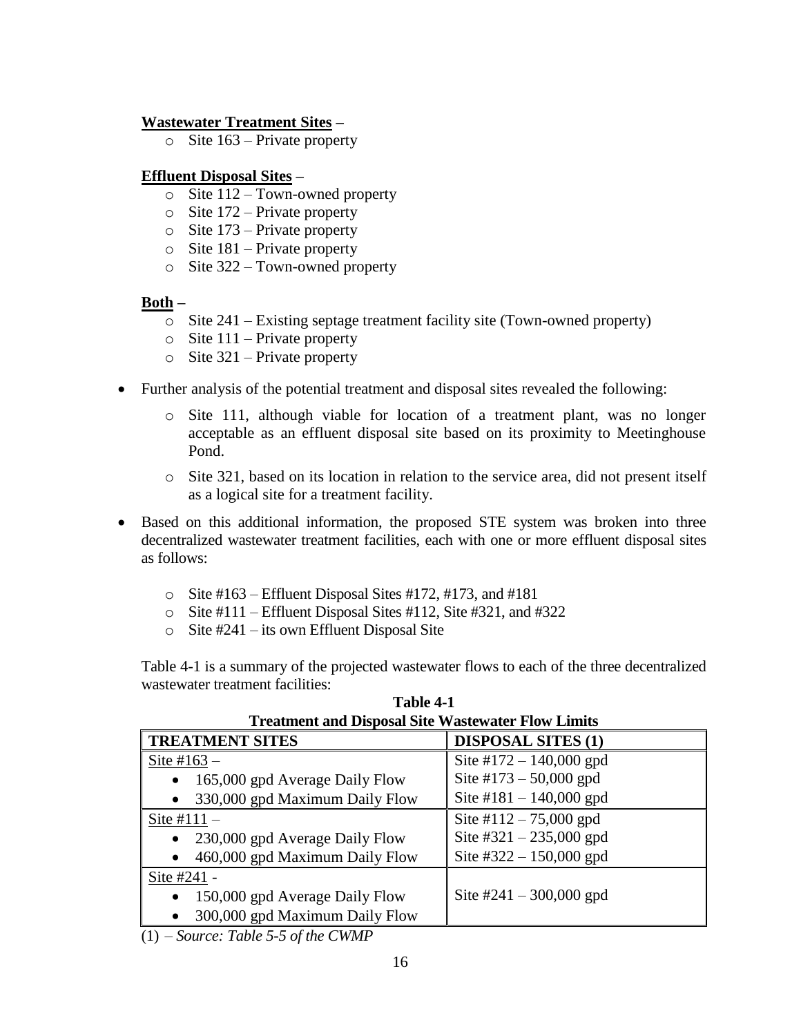**Wastewater Treatment Sites –**

- Site 163 – Private property

**Effluent Disposal Sites –**

- Site 112 – Town-owned property
- Site 172 – Private property
- Site 173 – Private property
- Site 181 – Private property
- Site 322 – Town-owned property

**Both –**

- Site 241 – Existing septage treatment facility site (Town-owned property)
- Site 111 – Private property
- Site 321 – Private property

- Further analysis of the potential treatment and disposal sites revealed the following:
  - Site 111, although viable for location of a treatment plant, was no longer acceptable as an effluent disposal site based on its proximity to Meetinghouse Pond.
  - Site 321, based on its location in relation to the service area, did not present itself as a logical site for a treatment facility.
- Based on this additional information, the proposed STE system was broken into three decentralized wastewater treatment facilities, each with one or more effluent disposal sites as follows:
  - Site #163 – Effluent Disposal Sites #172, #173, and #181
  - Site #111 – Effluent Disposal Sites #112, Site #321, and #322
  - Site #241 – its own Effluent Disposal Site

Table 4-1 is a summary of the projected wastewater flows to each of the three decentralized wastewater treatment facilities:

**Table 4-1**
**Treatment and Disposal Site Wastewater Flow Limits**

| TREATMENT SITES | DISPOSAL SITES (1) |
|---|---|
| Site #163 – <br>• 165,000 gpd Average Daily Flow <br>• 330,000 gpd Maximum Daily Flow | Site #172 – 140,000 gpd <br>Site #173 – 50,000 gpd <br>Site #181 – 140,000 gpd |
| Site #111 – <br>• 230,000 gpd Average Daily Flow <br>• 460,000 gpd Maximum Daily Flow | Site #112 – 75,000 gpd <br>Site #321 – 235,000 gpd <br>Site #322 – 150,000 gpd |
| Site #241 - <br>• 150,000 gpd Average Daily Flow <br>• 300,000 gpd Maximum Daily Flow | Site #241 – 300,000 gpd |

(1) – *Source: Table 5-5 of the CWMP*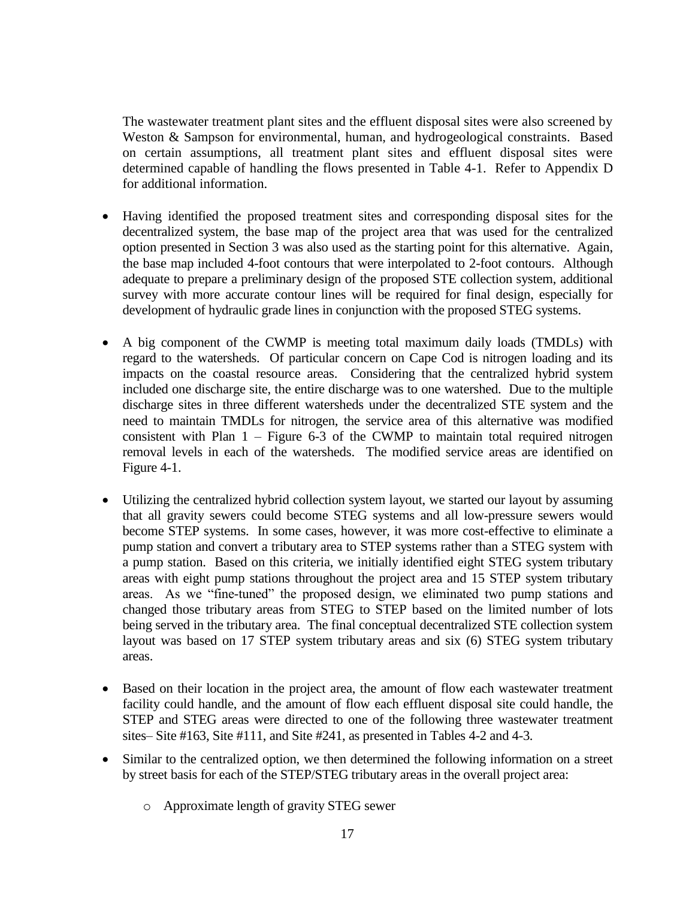The wastewater treatment plant sites and the effluent disposal sites were also screened by Weston & Sampson for environmental, human, and hydrogeological constraints. Based on certain assumptions, all treatment plant sites and effluent disposal sites were determined capable of handling the flows presented in Table 4-1. Refer to Appendix D for additional information.

- Having identified the proposed treatment sites and corresponding disposal sites for the decentralized system, the base map of the project area that was used for the centralized option presented in Section 3 was also used as the starting point for this alternative. Again, the base map included 4-foot contours that were interpolated to 2-foot contours. Although adequate to prepare a preliminary design of the proposed STE collection system, additional survey with more accurate contour lines will be required for final design, especially for development of hydraulic grade lines in conjunction with the proposed STEG systems.

- A big component of the CWMP is meeting total maximum daily loads (TMDLs) with regard to the watersheds. Of particular concern on Cape Cod is nitrogen loading and its impacts on the coastal resource areas. Considering that the centralized hybrid system included one discharge site, the entire discharge was to one watershed. Due to the multiple discharge sites in three different watersheds under the decentralized STE system and the need to maintain TMDLs for nitrogen, the service area of this alternative was modified consistent with Plan 1 – Figure 6-3 of the CWMP to maintain total required nitrogen removal levels in each of the watersheds. The modified service areas are identified on Figure 4-1.

- Utilizing the centralized hybrid collection system layout, we started our layout by assuming that all gravity sewers could become STEG systems and all low-pressure sewers would become STEP systems. In some cases, however, it was more cost-effective to eliminate a pump station and convert a tributary area to STEP systems rather than a STEG system with a pump station. Based on this criteria, we initially identified eight STEG system tributary areas with eight pump stations throughout the project area and 15 STEP system tributary areas. As we "fine-tuned" the proposed design, we eliminated two pump stations and changed those tributary areas from STEG to STEP based on the limited number of lots being served in the tributary area. The final conceptual decentralized STE collection system layout was based on 17 STEP system tributary areas and six (6) STEG system tributary areas.

- Based on their location in the project area, the amount of flow each wastewater treatment facility could handle, and the amount of flow each effluent disposal site could handle, the STEP and STEG areas were directed to one of the following three wastewater treatment sites– Site #163, Site #111, and Site #241, as presented in Tables 4-2 and 4-3.

- Similar to the centralized option, we then determined the following information on a street by street basis for each of the STEP/STEG tributary areas in the overall project area:

  - Approximate length of gravity STEG sewer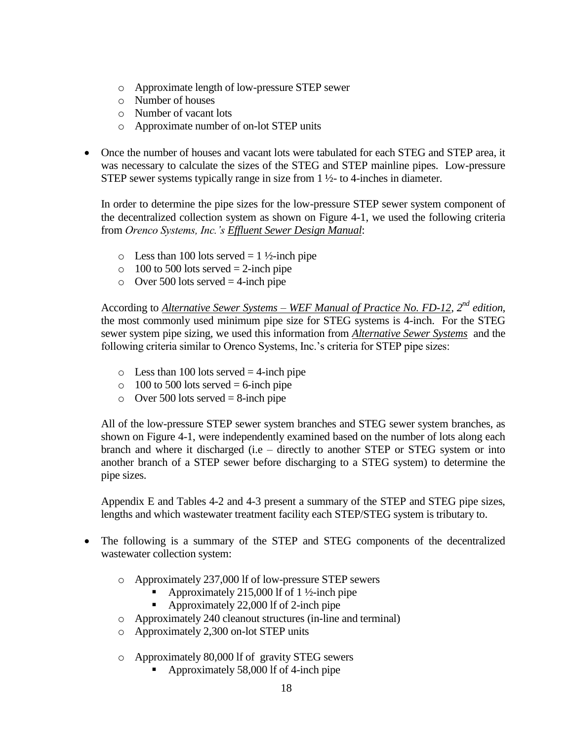- Approximate length of low-pressure STEP sewer
- Number of houses
- Number of vacant lots
- Approximate number of on-lot STEP units

- Once the number of houses and vacant lots were tabulated for each STEG and STEP area, it was necessary to calculate the sizes of the STEG and STEP mainline pipes. Low-pressure STEP sewer systems typically range in size from 1 ½- to 4-inches in diameter.

  In order to determine the pipe sizes for the low-pressure STEP sewer system component of the decentralized collection system as shown on Figure 4-1, we used the following criteria from *Orenco Systems, Inc.'s* *Effluent Sewer Design Manual*:

  - Less than 100 lots served = 1 ½-inch pipe
  - 100 to 500 lots served = 2-inch pipe
  - Over 500 lots served = 4-inch pipe

  According to *Alternative Sewer Systems – WEF Manual of Practice No. FD-12, 2nd edition*, the most commonly used minimum pipe size for STEG systems is 4-inch. For the STEG sewer system pipe sizing, we used this information from *Alternative Sewer Systems* and the following criteria similar to Orenco Systems, Inc.'s criteria for STEP pipe sizes:

  - Less than 100 lots served = 4-inch pipe
  - 100 to 500 lots served = 6-inch pipe
  - Over 500 lots served = 8-inch pipe

  All of the low-pressure STEP sewer system branches and STEG sewer system branches, as shown on Figure 4-1, were independently examined based on the number of lots along each branch and where it discharged (i.e – directly to another STEP or STEG system or into another branch of a STEP sewer before discharging to a STEG system) to determine the pipe sizes.

  Appendix E and Tables 4-2 and 4-3 present a summary of the STEP and STEG pipe sizes, lengths and which wastewater treatment facility each STEP/STEG system is tributary to.

- The following is a summary of the STEP and STEG components of the decentralized wastewater collection system:

  - Approximately 237,000 lf of low-pressure STEP sewers
    - Approximately 215,000 lf of 1 ½-inch pipe
    - Approximately 22,000 lf of 2-inch pipe
  - Approximately 240 cleanout structures (in-line and terminal)
  - Approximately 2,300 on-lot STEP units

  - Approximately 80,000 lf of gravity STEG sewers
    - Approximately 58,000 lf of 4-inch pipe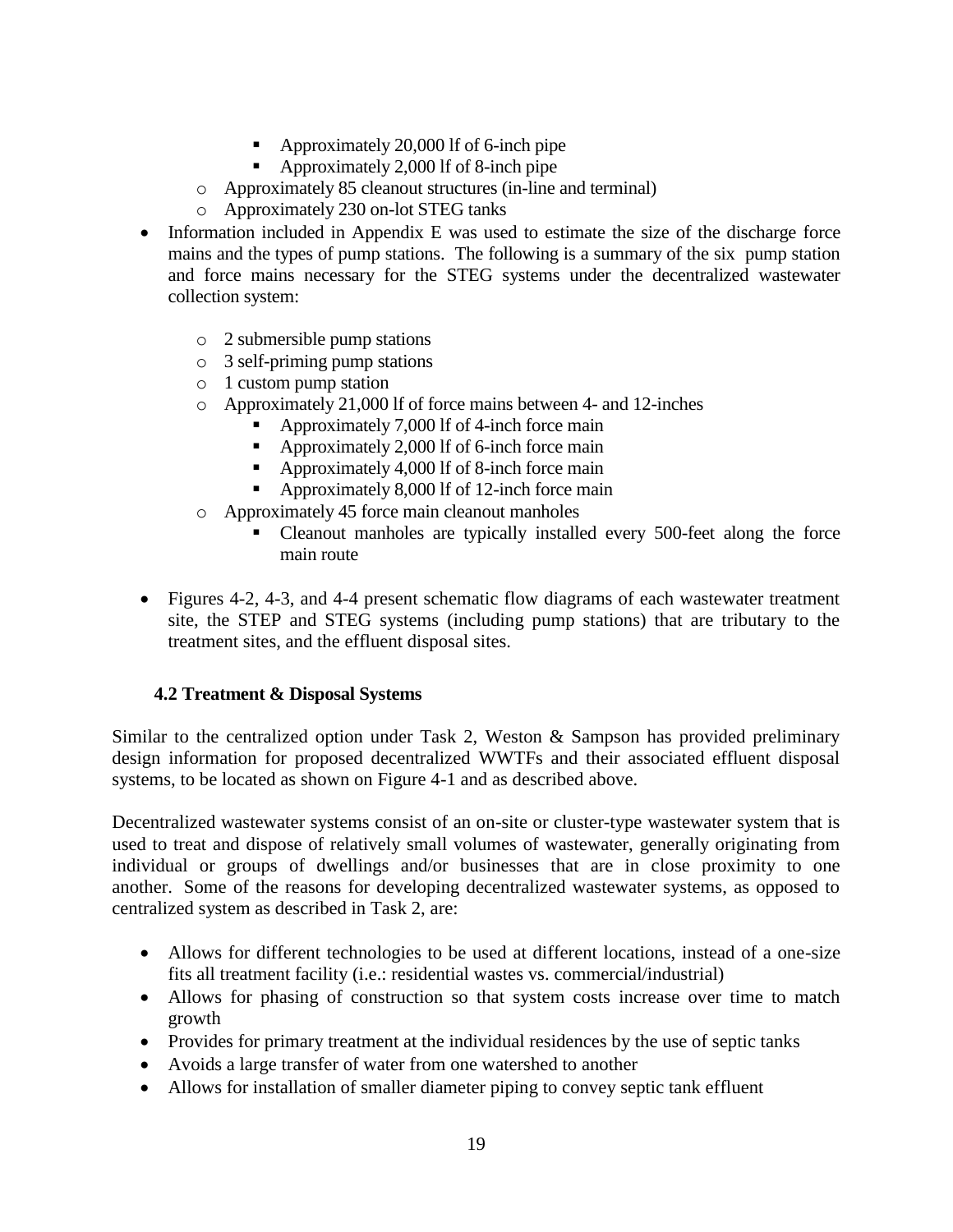- Approximately 20,000 lf of 6-inch pipe
        - Approximately 2,000 lf of 8-inch pipe
    - Approximately 85 cleanout structures (in-line and terminal)
    - Approximately 230 on-lot STEG tanks
- Information included in Appendix E was used to estimate the size of the discharge force mains and the types of pump stations. The following is a summary of the six pump station and force mains necessary for the STEG systems under the decentralized wastewater collection system:
    - 2 submersible pump stations
    - 3 self-priming pump stations
    - 1 custom pump station
    - Approximately 21,000 lf of force mains between 4- and 12-inches
        - Approximately 7,000 lf of 4-inch force main
        - Approximately 2,000 lf of 6-inch force main
        - Approximately 4,000 lf of 8-inch force main
        - Approximately 8,000 lf of 12-inch force main
    - Approximately 45 force main cleanout manholes
        - Cleanout manholes are typically installed every 500-feet along the force main route
- Figures 4-2, 4-3, and 4-4 present schematic flow diagrams of each wastewater treatment site, the STEP and STEG systems (including pump stations) that are tributary to the treatment sites, and the effluent disposal sites.

### 4.2 Treatment & Disposal Systems

Similar to the centralized option under Task 2, Weston & Sampson has provided preliminary design information for proposed decentralized WWTFs and their associated effluent disposal systems, to be located as shown on Figure 4-1 and as described above.

Decentralized wastewater systems consist of an on-site or cluster-type wastewater system that is used to treat and dispose of relatively small volumes of wastewater, generally originating from individual or groups of dwellings and/or businesses that are in close proximity to one another. Some of the reasons for developing decentralized wastewater systems, as opposed to centralized system as described in Task 2, are:

- Allows for different technologies to be used at different locations, instead of a one-size fits all treatment facility (i.e.: residential wastes vs. commercial/industrial)
- Allows for phasing of construction so that system costs increase over time to match growth
- Provides for primary treatment at the individual residences by the use of septic tanks
- Avoids a large transfer of water from one watershed to another
- Allows for installation of smaller diameter piping to convey septic tank effluent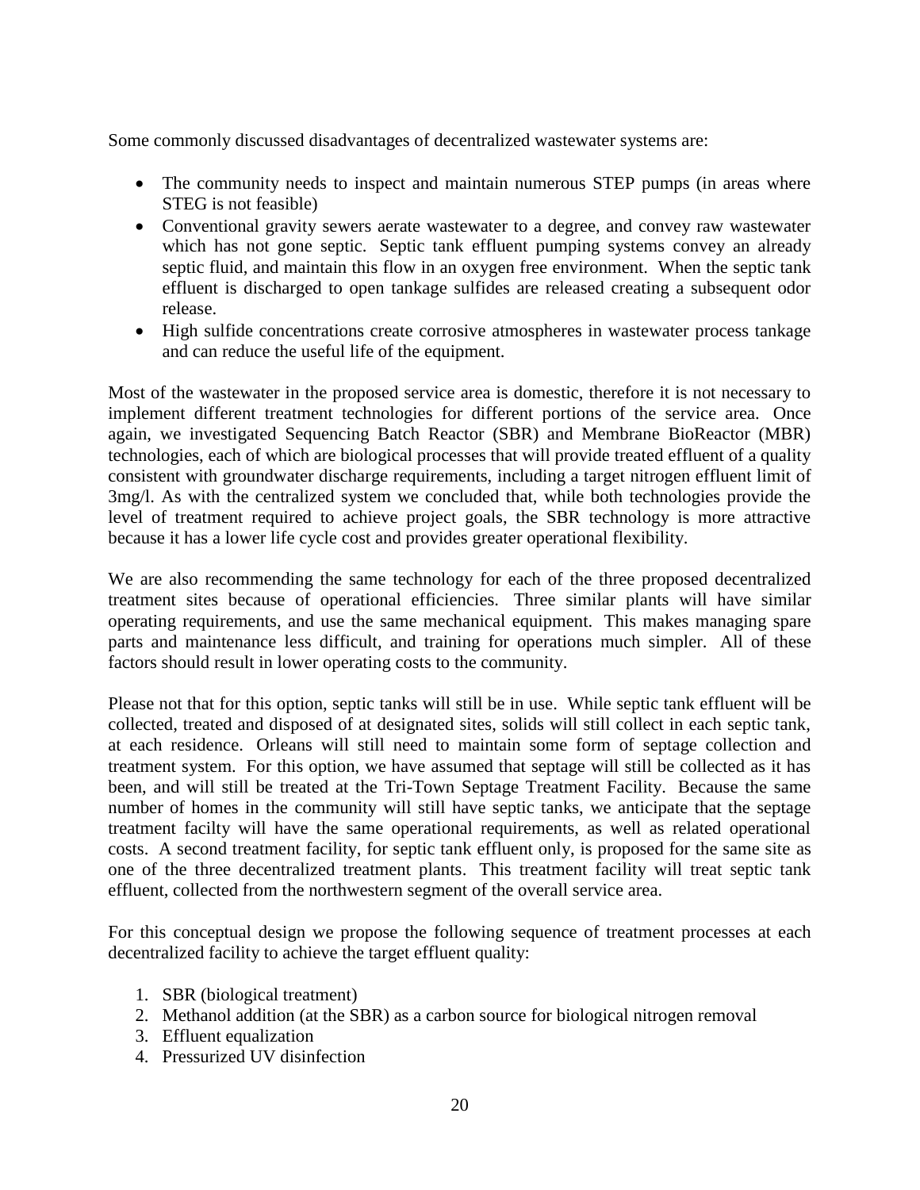Some commonly discussed disadvantages of decentralized wastewater systems are:

- The community needs to inspect and maintain numerous STEP pumps (in areas where STEG is not feasible)
- Conventional gravity sewers aerate wastewater to a degree, and convey raw wastewater which has not gone septic. Septic tank effluent pumping systems convey an already septic fluid, and maintain this flow in an oxygen free environment. When the septic tank effluent is discharged to open tankage sulfides are released creating a subsequent odor release.
- High sulfide concentrations create corrosive atmospheres in wastewater process tankage and can reduce the useful life of the equipment.

Most of the wastewater in the proposed service area is domestic, therefore it is not necessary to implement different treatment technologies for different portions of the service area. Once again, we investigated Sequencing Batch Reactor (SBR) and Membrane BioReactor (MBR) technologies, each of which are biological processes that will provide treated effluent of a quality consistent with groundwater discharge requirements, including a target nitrogen effluent limit of 3mg/l. As with the centralized system we concluded that, while both technologies provide the level of treatment required to achieve project goals, the SBR technology is more attractive because it has a lower life cycle cost and provides greater operational flexibility.

We are also recommending the same technology for each of the three proposed decentralized treatment sites because of operational efficiencies. Three similar plants will have similar operating requirements, and use the same mechanical equipment. This makes managing spare parts and maintenance less difficult, and training for operations much simpler. All of these factors should result in lower operating costs to the community.

Please not that for this option, septic tanks will still be in use. While septic tank effluent will be collected, treated and disposed of at designated sites, solids will still collect in each septic tank, at each residence. Orleans will still need to maintain some form of septage collection and treatment system. For this option, we have assumed that septage will still be collected as it has been, and will still be treated at the Tri-Town Septage Treatment Facility. Because the same number of homes in the community will still have septic tanks, we anticipate that the septage treatment facilty will have the same operational requirements, as well as related operational costs. A second treatment facility, for septic tank effluent only, is proposed for the same site as one of the three decentralized treatment plants. This treatment facility will treat septic tank effluent, collected from the northwestern segment of the overall service area.

For this conceptual design we propose the following sequence of treatment processes at each decentralized facility to achieve the target effluent quality:

1. SBR (biological treatment)
2. Methanol addition (at the SBR) as a carbon source for biological nitrogen removal
3. Effluent equalization
4. Pressurized UV disinfection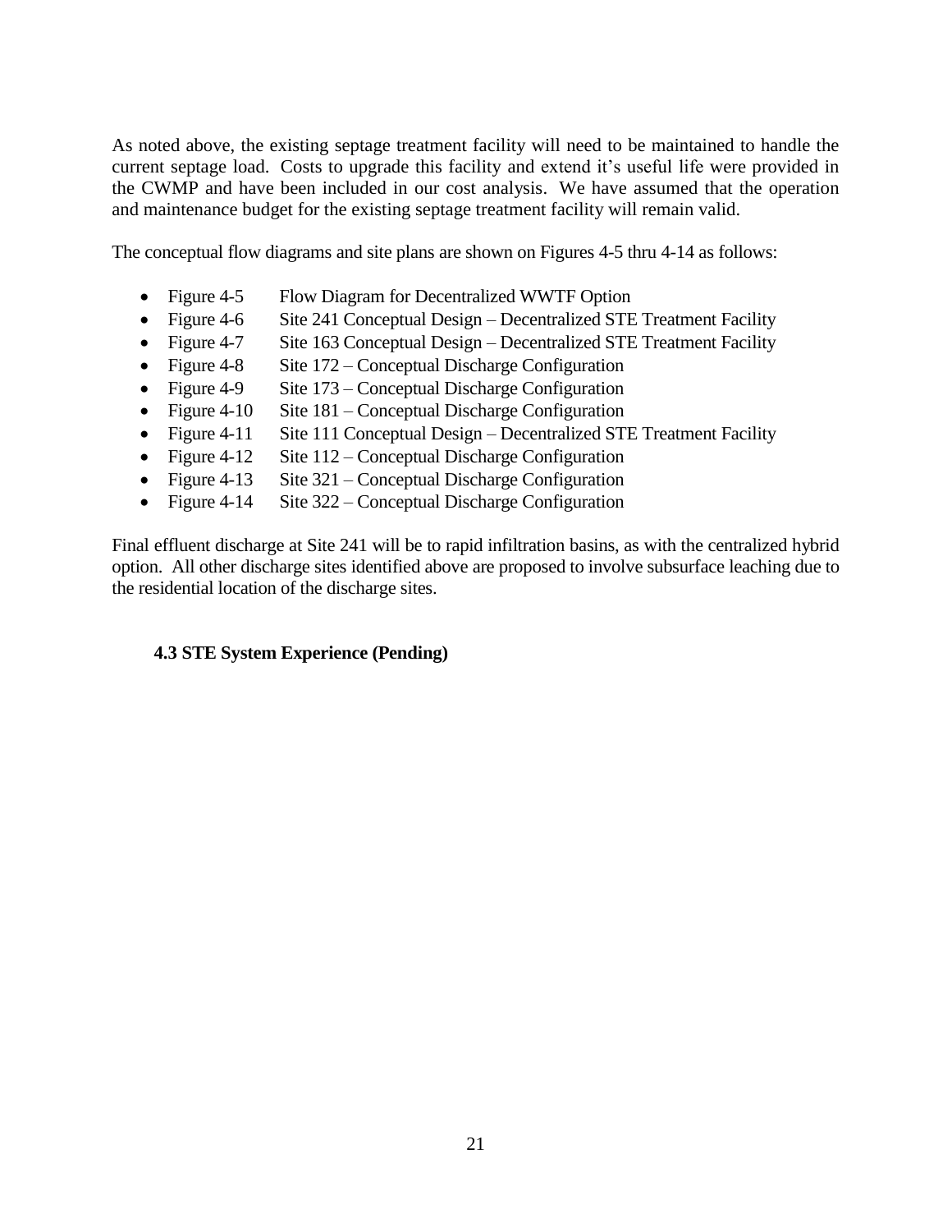As noted above, the existing septage treatment facility will need to be maintained to handle the current septage load. Costs to upgrade this facility and extend it's useful life were provided in the CWMP and have been included in our cost analysis. We have assumed that the operation and maintenance budget for the existing septage treatment facility will remain valid.

The conceptual flow diagrams and site plans are shown on Figures 4-5 thru 4-14 as follows:

- Figure 4-5 Flow Diagram for Decentralized WWTF Option
- Figure 4-6 Site 241 Conceptual Design – Decentralized STE Treatment Facility
- Figure 4-7 Site 163 Conceptual Design – Decentralized STE Treatment Facility
- Figure 4-8 Site 172 – Conceptual Discharge Configuration
- Figure 4-9 Site 173 – Conceptual Discharge Configuration
- Figure 4-10 Site 181 – Conceptual Discharge Configuration
- Figure 4-11 Site 111 Conceptual Design – Decentralized STE Treatment Facility
- Figure 4-12 Site 112 – Conceptual Discharge Configuration
- Figure 4-13 Site 321 – Conceptual Discharge Configuration
- Figure 4-14 Site 322 – Conceptual Discharge Configuration

Final effluent discharge at Site 241 will be to rapid infiltration basins, as with the centralized hybrid option. All other discharge sites identified above are proposed to involve subsurface leaching due to the residential location of the discharge sites.

## 4.3 STE System Experience (Pending)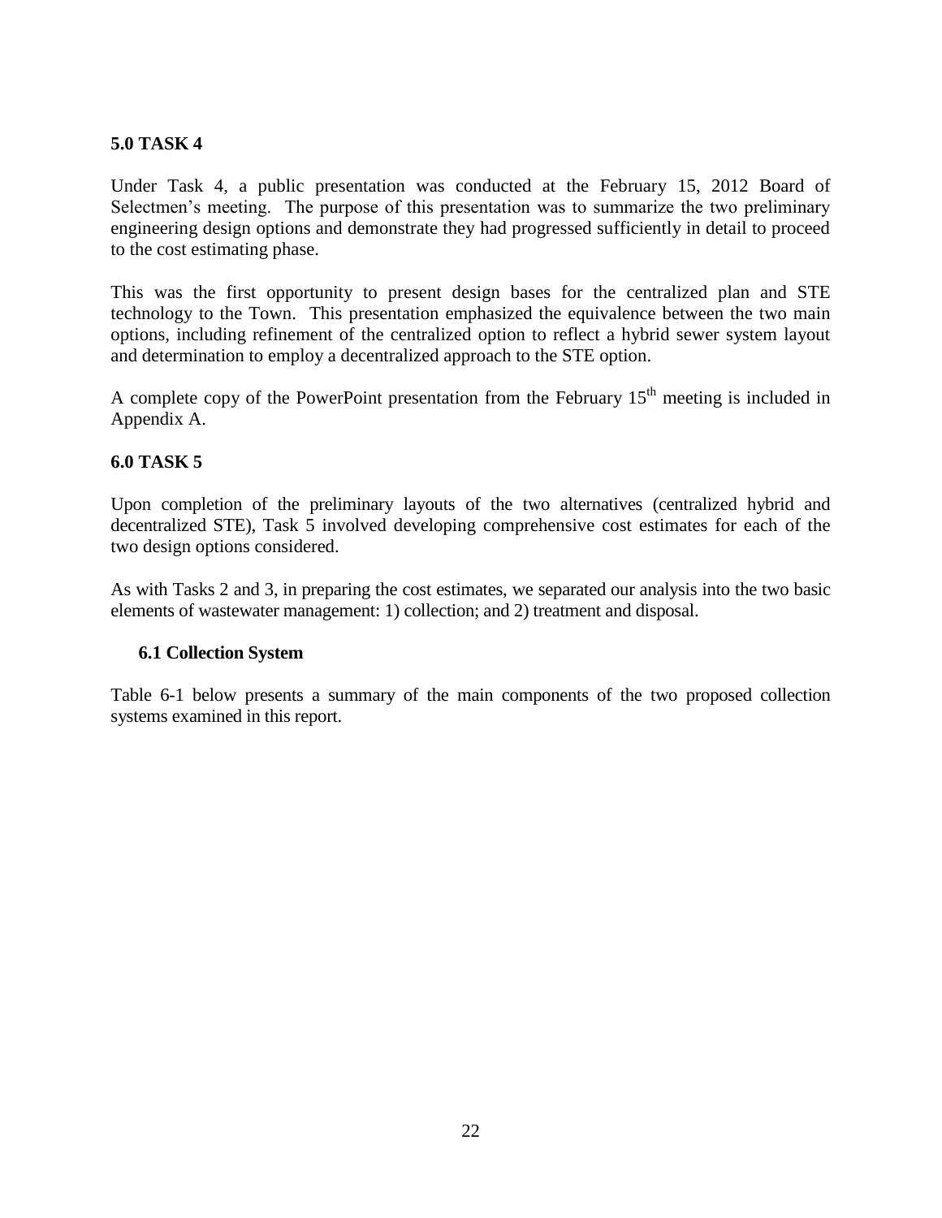## 5.0 TASK 4

Under Task 4, a public presentation was conducted at the February 15, 2012 Board of Selectmen's meeting. The purpose of this presentation was to summarize the two preliminary engineering design options and demonstrate they had progressed sufficiently in detail to proceed to the cost estimating phase.

This was the first opportunity to present design bases for the centralized plan and STE technology to the Town. This presentation emphasized the equivalence between the two main options, including refinement of the centralized option to reflect a hybrid sewer system layout and determination to employ a decentralized approach to the STE option.

A complete copy of the PowerPoint presentation from the February 15th meeting is included in Appendix A.

## 6.0 TASK 5

Upon completion of the preliminary layouts of the two alternatives (centralized hybrid and decentralized STE), Task 5 involved developing comprehensive cost estimates for each of the two design options considered.

As with Tasks 2 and 3, in preparing the cost estimates, we separated our analysis into the two basic elements of wastewater management: 1) collection; and 2) treatment and disposal.

### 6.1 Collection System

Table 6-1 below presents a summary of the main components of the two proposed collection systems examined in this report.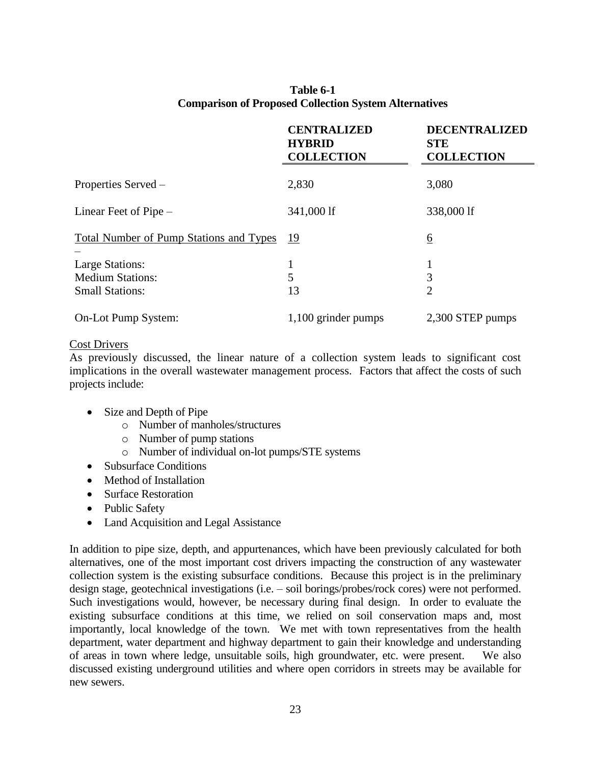**Table 6-1**
**Comparison of Proposed Collection System Alternatives**

| | CENTRALIZED HYBRID COLLECTION | DECENTRALIZED STE COLLECTION |
|---|---|---|
| Properties Served – | 2,830 | 3,080 |
| Linear Feet of Pipe – | 341,000 lf | 338,000 lf |
| Total Number of Pump Stations and Types – | 19 | 6 |
| Large Stations: | 1 | 1 |
| Medium Stations: | 5 | 3 |
| Small Stations: | 13 | 2 |
| On-Lot Pump System: | 1,100 grinder pumps | 2,300 STEP pumps |

Cost Drivers

As previously discussed, the linear nature of a collection system leads to significant cost implications in the overall wastewater management process. Factors that affect the costs of such projects include:

- Size and Depth of Pipe
  - Number of manholes/structures
  - Number of pump stations
  - Number of individual on-lot pumps/STE systems
- Subsurface Conditions
- Method of Installation
- Surface Restoration
- Public Safety
- Land Acquisition and Legal Assistance

In addition to pipe size, depth, and appurtenances, which have been previously calculated for both alternatives, one of the most important cost drivers impacting the construction of any wastewater collection system is the existing subsurface conditions. Because this project is in the preliminary design stage, geotechnical investigations (i.e. – soil borings/probes/rock cores) were not performed. Such investigations would, however, be necessary during final design. In order to evaluate the existing subsurface conditions at this time, we relied on soil conservation maps and, most importantly, local knowledge of the town. We met with town representatives from the health department, water department and highway department to gain their knowledge and understanding of areas in town where ledge, unsuitable soils, high groundwater, etc. were present. We also discussed existing underground utilities and where open corridors in streets may be available for new sewers.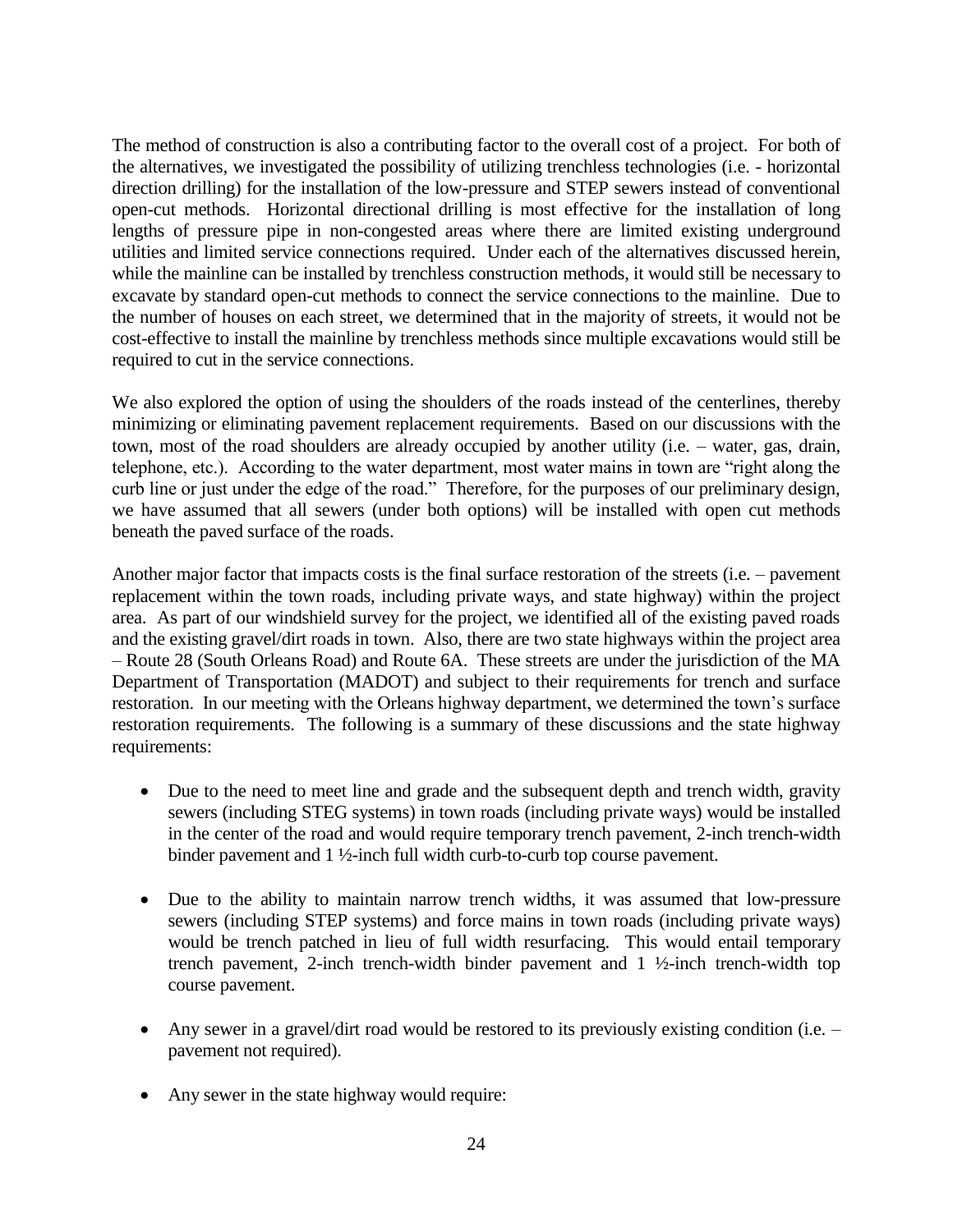The method of construction is also a contributing factor to the overall cost of a project. For both of the alternatives, we investigated the possibility of utilizing trenchless technologies (i.e. - horizontal direction drilling) for the installation of the low-pressure and STEP sewers instead of conventional open-cut methods. Horizontal directional drilling is most effective for the installation of long lengths of pressure pipe in non-congested areas where there are limited existing underground utilities and limited service connections required. Under each of the alternatives discussed herein, while the mainline can be installed by trenchless construction methods, it would still be necessary to excavate by standard open-cut methods to connect the service connections to the mainline. Due to the number of houses on each street, we determined that in the majority of streets, it would not be cost-effective to install the mainline by trenchless methods since multiple excavations would still be required to cut in the service connections.

We also explored the option of using the shoulders of the roads instead of the centerlines, thereby minimizing or eliminating pavement replacement requirements. Based on our discussions with the town, most of the road shoulders are already occupied by another utility (i.e. – water, gas, drain, telephone, etc.). According to the water department, most water mains in town are "right along the curb line or just under the edge of the road." Therefore, for the purposes of our preliminary design, we have assumed that all sewers (under both options) will be installed with open cut methods beneath the paved surface of the roads.

Another major factor that impacts costs is the final surface restoration of the streets (i.e. – pavement replacement within the town roads, including private ways, and state highway) within the project area. As part of our windshield survey for the project, we identified all of the existing paved roads and the existing gravel/dirt roads in town. Also, there are two state highways within the project area – Route 28 (South Orleans Road) and Route 6A. These streets are under the jurisdiction of the MA Department of Transportation (MADOT) and subject to their requirements for trench and surface restoration. In our meeting with the Orleans highway department, we determined the town's surface restoration requirements. The following is a summary of these discussions and the state highway requirements:

- Due to the need to meet line and grade and the subsequent depth and trench width, gravity sewers (including STEG systems) in town roads (including private ways) would be installed in the center of the road and would require temporary trench pavement, 2-inch trench-width binder pavement and 1 ½-inch full width curb-to-curb top course pavement.

- Due to the ability to maintain narrow trench widths, it was assumed that low-pressure sewers (including STEP systems) and force mains in town roads (including private ways) would be trench patched in lieu of full width resurfacing. This would entail temporary trench pavement, 2-inch trench-width binder pavement and 1 ½-inch trench-width top course pavement.

- Any sewer in a gravel/dirt road would be restored to its previously existing condition (i.e. – pavement not required).

- Any sewer in the state highway would require: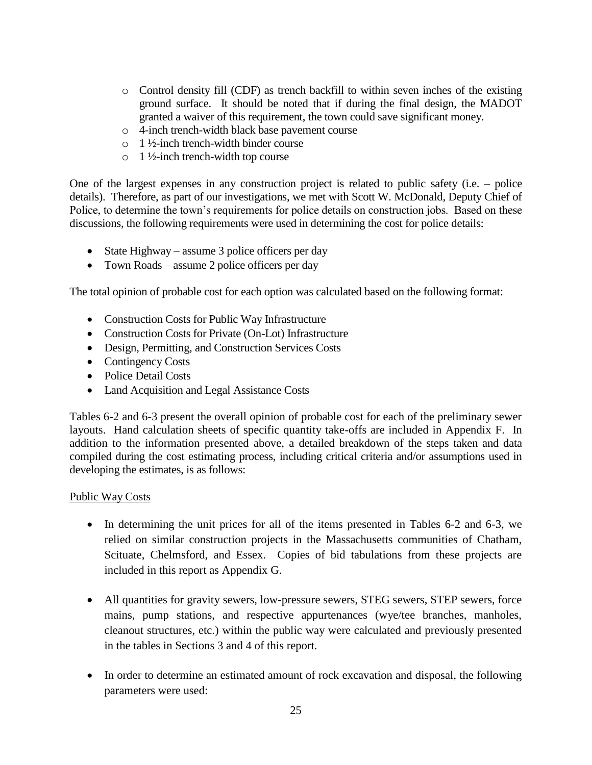- Control density fill (CDF) as trench backfill to within seven inches of the existing ground surface. It should be noted that if during the final design, the MADOT granted a waiver of this requirement, the town could save significant money.
    - 4-inch trench-width black base pavement course
    - 1 ½-inch trench-width binder course
    - 1 ½-inch trench-width top course

One of the largest expenses in any construction project is related to public safety (i.e. – police details). Therefore, as part of our investigations, we met with Scott W. McDonald, Deputy Chief of Police, to determine the town's requirements for police details on construction jobs. Based on these discussions, the following requirements were used in determining the cost for police details:

- State Highway – assume 3 police officers per day
- Town Roads – assume 2 police officers per day

The total opinion of probable cost for each option was calculated based on the following format:

- Construction Costs for Public Way Infrastructure
- Construction Costs for Private (On-Lot) Infrastructure
- Design, Permitting, and Construction Services Costs
- Contingency Costs
- Police Detail Costs
- Land Acquisition and Legal Assistance Costs

Tables 6-2 and 6-3 present the overall opinion of probable cost for each of the preliminary sewer layouts. Hand calculation sheets of specific quantity take-offs are included in Appendix F. In addition to the information presented above, a detailed breakdown of the steps taken and data compiled during the cost estimating process, including critical criteria and/or assumptions used in developing the estimates, is as follows:

<u>Public Way Costs</u>

- In determining the unit prices for all of the items presented in Tables 6-2 and 6-3, we relied on similar construction projects in the Massachusetts communities of Chatham, Scituate, Chelmsford, and Essex. Copies of bid tabulations from these projects are included in this report as Appendix G.

- All quantities for gravity sewers, low-pressure sewers, STEG sewers, STEP sewers, force mains, pump stations, and respective appurtenances (wye/tee branches, manholes, cleanout structures, etc.) within the public way were calculated and previously presented in the tables in Sections 3 and 4 of this report.

- In order to determine an estimated amount of rock excavation and disposal, the following parameters were used: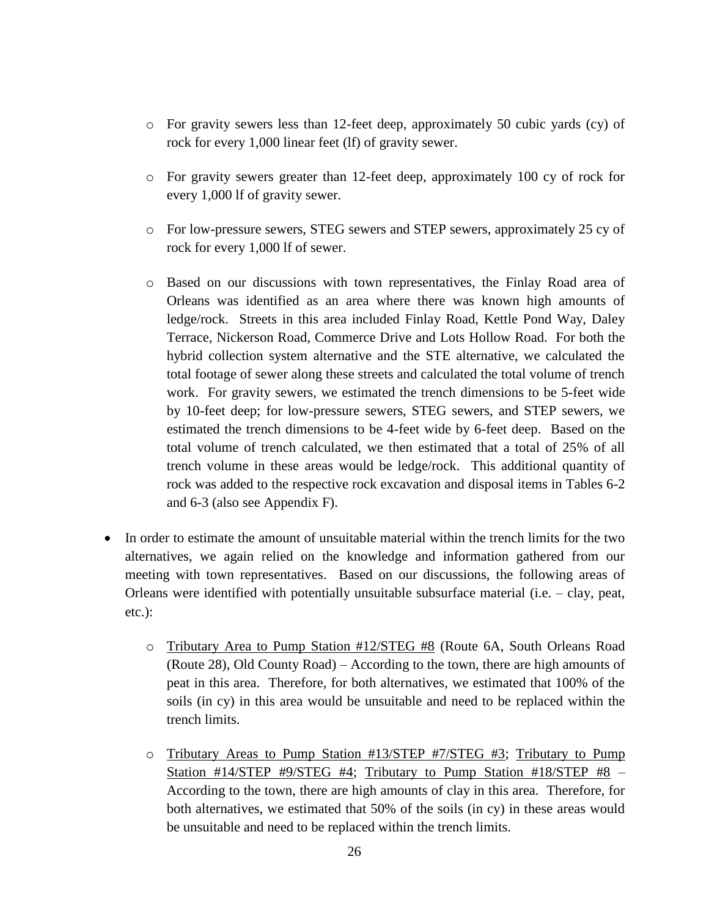- For gravity sewers less than 12-feet deep, approximately 50 cubic yards (cy) of rock for every 1,000 linear feet (lf) of gravity sewer.

  - For gravity sewers greater than 12-feet deep, approximately 100 cy of rock for every 1,000 lf of gravity sewer.

  - For low-pressure sewers, STEG sewers and STEP sewers, approximately 25 cy of rock for every 1,000 lf of sewer.

  - Based on our discussions with town representatives, the Finlay Road area of Orleans was identified as an area where there was known high amounts of ledge/rock. Streets in this area included Finlay Road, Kettle Pond Way, Daley Terrace, Nickerson Road, Commerce Drive and Lots Hollow Road. For both the hybrid collection system alternative and the STE alternative, we calculated the total footage of sewer along these streets and calculated the total volume of trench work. For gravity sewers, we estimated the trench dimensions to be 5-feet wide by 10-feet deep; for low-pressure sewers, STEG sewers, and STEP sewers, we estimated the trench dimensions to be 4-feet wide by 6-feet deep. Based on the total volume of trench calculated, we then estimated that a total of 25% of all trench volume in these areas would be ledge/rock. This additional quantity of rock was added to the respective rock excavation and disposal items in Tables 6-2 and 6-3 (also see Appendix F).

- In order to estimate the amount of unsuitable material within the trench limits for the two alternatives, we again relied on the knowledge and information gathered from our meeting with town representatives. Based on our discussions, the following areas of Orleans were identified with potentially unsuitable subsurface material (i.e. – clay, peat, etc.):

  - <u>Tributary Area to Pump Station #12/STEG #8</u> (Route 6A, South Orleans Road (Route 28), Old County Road) – According to the town, there are high amounts of peat in this area. Therefore, for both alternatives, we estimated that 100% of the soils (in cy) in this area would be unsuitable and need to be replaced within the trench limits.

  - <u>Tributary Areas to Pump Station #13/STEP #7/STEG #3</u>; <u>Tributary to Pump Station #14/STEP #9/STEG #4</u>; <u>Tributary to Pump Station #18/STEP #8</u> – According to the town, there are high amounts of clay in this area. Therefore, for both alternatives, we estimated that 50% of the soils (in cy) in these areas would be unsuitable and need to be replaced within the trench limits.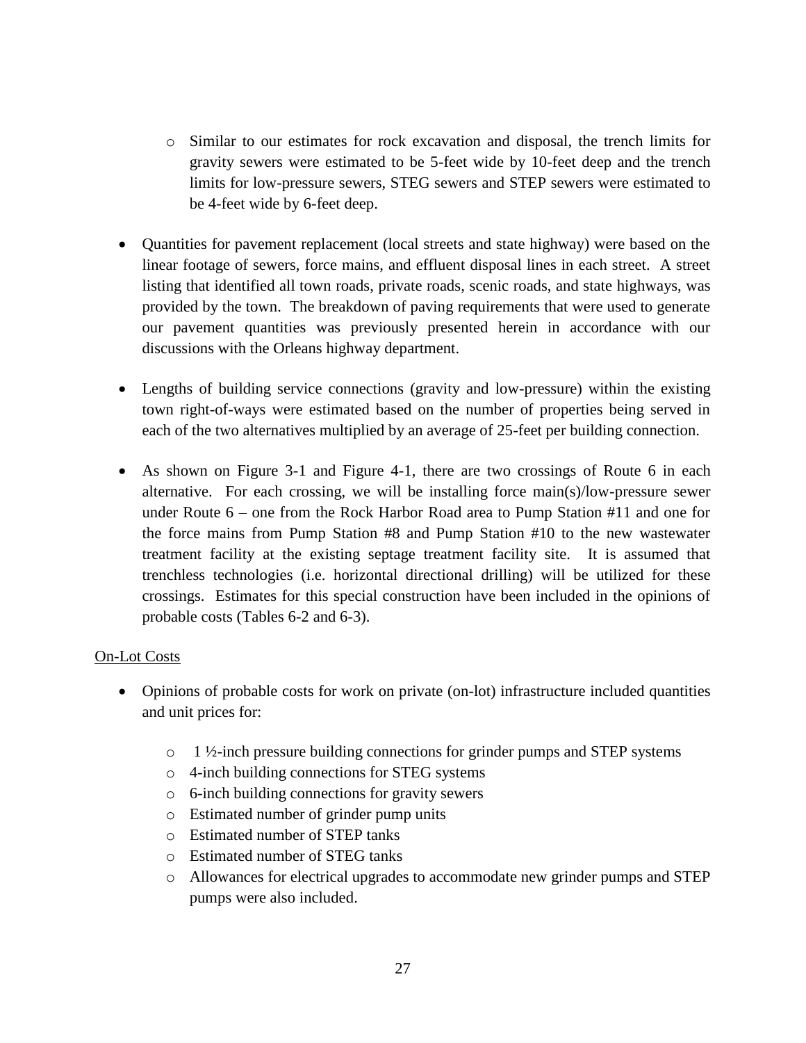- Similar to our estimates for rock excavation and disposal, the trench limits for gravity sewers were estimated to be 5-feet wide by 10-feet deep and the trench limits for low-pressure sewers, STEG sewers and STEP sewers were estimated to be 4-feet wide by 6-feet deep.

- Quantities for pavement replacement (local streets and state highway) were based on the linear footage of sewers, force mains, and effluent disposal lines in each street. A street listing that identified all town roads, private roads, scenic roads, and state highways, was provided by the town. The breakdown of paving requirements that were used to generate our pavement quantities was previously presented herein in accordance with our discussions with the Orleans highway department.

- Lengths of building service connections (gravity and low-pressure) within the existing town right-of-ways were estimated based on the number of properties being served in each of the two alternatives multiplied by an average of 25-feet per building connection.

- As shown on Figure 3-1 and Figure 4-1, there are two crossings of Route 6 in each alternative. For each crossing, we will be installing force main(s)/low-pressure sewer under Route 6 – one from the Rock Harbor Road area to Pump Station #11 and one for the force mains from Pump Station #8 and Pump Station #10 to the new wastewater treatment facility at the existing septage treatment facility site. It is assumed that trenchless technologies (i.e. horizontal directional drilling) will be utilized for these crossings. Estimates for this special construction have been included in the opinions of probable costs (Tables 6-2 and 6-3).

<u>On-Lot Costs</u>

- Opinions of probable costs for work on private (on-lot) infrastructure included quantities and unit prices for:
  - 1 ½-inch pressure building connections for grinder pumps and STEP systems
  - 4-inch building connections for STEG systems
  - 6-inch building connections for gravity sewers
  - Estimated number of grinder pump units
  - Estimated number of STEP tanks
  - Estimated number of STEG tanks
  - Allowances for electrical upgrades to accommodate new grinder pumps and STEP pumps were also included.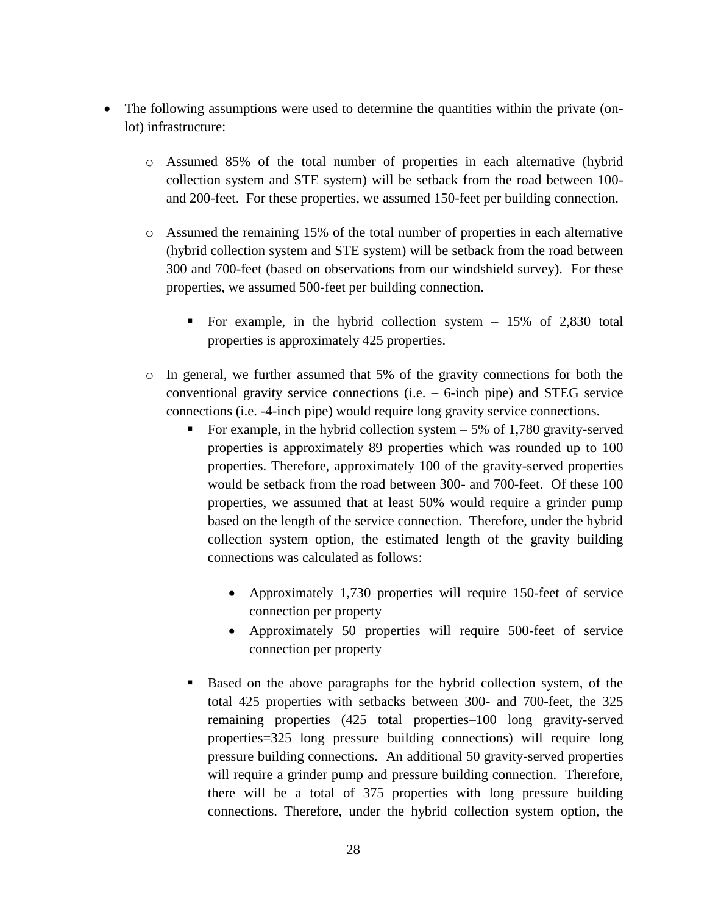- The following assumptions were used to determine the quantities within the private (on-lot) infrastructure:
  - Assumed 85% of the total number of properties in each alternative (hybrid collection system and STE system) will be setback from the road between 100- and 200-feet. For these properties, we assumed 150-feet per building connection.
  - Assumed the remaining 15% of the total number of properties in each alternative (hybrid collection system and STE system) will be setback from the road between 300 and 700-feet (based on observations from our windshield survey). For these properties, we assumed 500-feet per building connection.
    - For example, in the hybrid collection system – 15% of 2,830 total properties is approximately 425 properties.
  - In general, we further assumed that 5% of the gravity connections for both the conventional gravity service connections (i.e. – 6-inch pipe) and STEG service connections (i.e. -4-inch pipe) would require long gravity service connections.
    - For example, in the hybrid collection system – 5% of 1,780 gravity-served properties is approximately 89 properties which was rounded up to 100 properties. Therefore, approximately 100 of the gravity-served properties would be setback from the road between 300- and 700-feet. Of these 100 properties, we assumed that at least 50% would require a grinder pump based on the length of the service connection. Therefore, under the hybrid collection system option, the estimated length of the gravity building connections was calculated as follows:
      - Approximately 1,730 properties will require 150-feet of service connection per property
      - Approximately 50 properties will require 500-feet of service connection per property
    - Based on the above paragraphs for the hybrid collection system, of the total 425 properties with setbacks between 300- and 700-feet, the 325 remaining properties (425 total properties–100 long gravity-served properties=325 long pressure building connections) will require long pressure building connections. An additional 50 gravity-served properties will require a grinder pump and pressure building connection. Therefore, there will be a total of 375 properties with long pressure building connections. Therefore, under the hybrid collection system option, the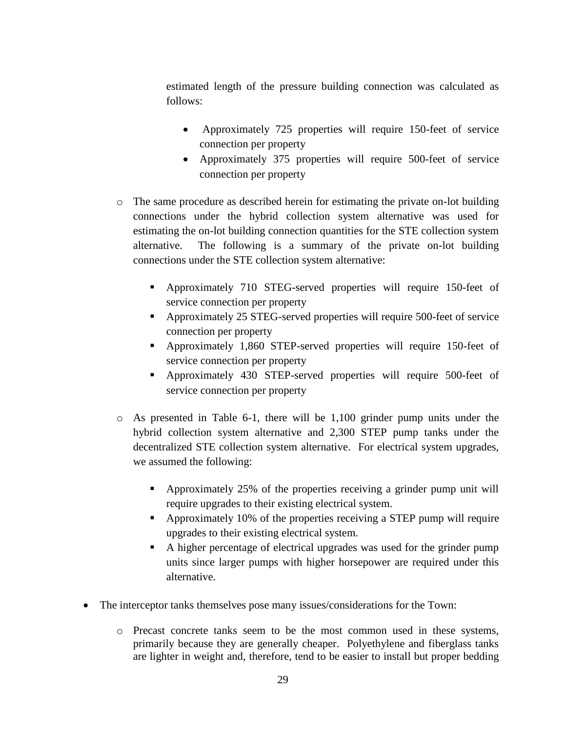estimated length of the pressure building connection was calculated as follows:

        - Approximately 725 properties will require 150-feet of service connection per property
        - Approximately 375 properties will require 500-feet of service connection per property

    - The same procedure as described herein for estimating the private on-lot building connections under the hybrid collection system alternative was used for estimating the on-lot building connection quantities for the STE collection system alternative. The following is a summary of the private on-lot building connections under the STE collection system alternative:

        - Approximately 710 STEG-served properties will require 150-feet of service connection per property
        - Approximately 25 STEG-served properties will require 500-feet of service connection per property
        - Approximately 1,860 STEP-served properties will require 150-feet of service connection per property
        - Approximately 430 STEP-served properties will require 500-feet of service connection per property

    - As presented in Table 6-1, there will be 1,100 grinder pump units under the hybrid collection system alternative and 2,300 STEP pump tanks under the decentralized STE collection system alternative. For electrical system upgrades, we assumed the following:

        - Approximately 25% of the properties receiving a grinder pump unit will require upgrades to their existing electrical system.
        - Approximately 10% of the properties receiving a STEP pump will require upgrades to their existing electrical system.
        - A higher percentage of electrical upgrades was used for the grinder pump units since larger pumps with higher horsepower are required under this alternative.

- The interceptor tanks themselves pose many issues/considerations for the Town:

    - Precast concrete tanks seem to be the most common used in these systems, primarily because they are generally cheaper. Polyethylene and fiberglass tanks are lighter in weight and, therefore, tend to be easier to install but proper bedding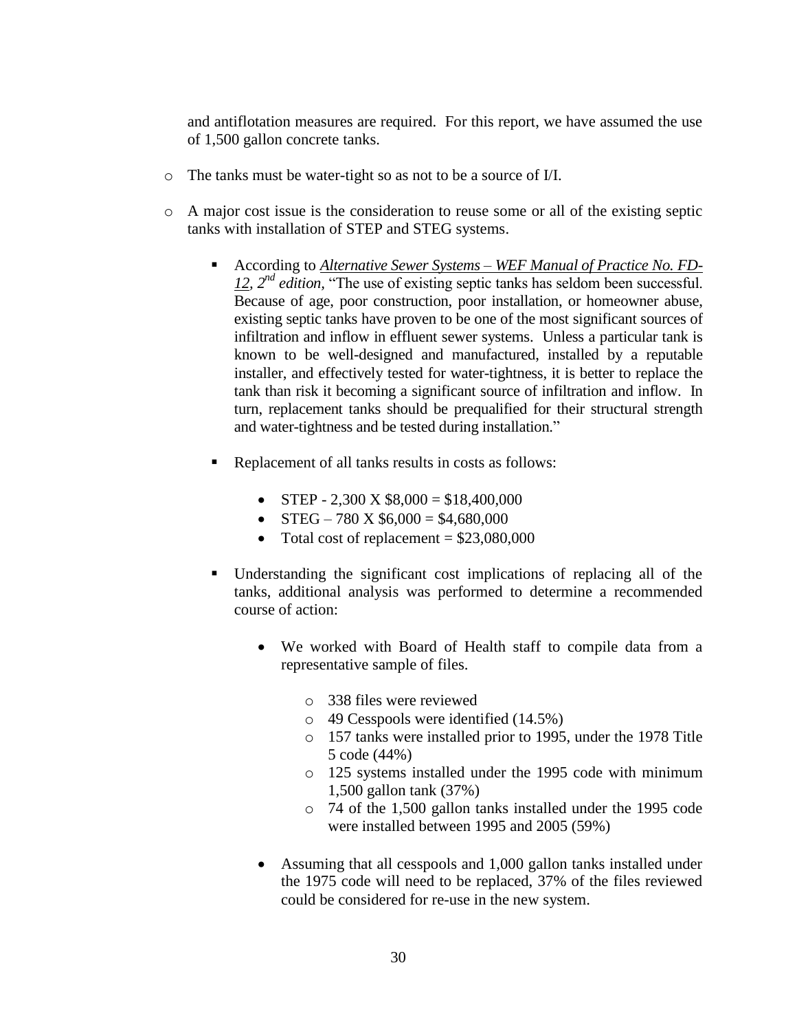and antiflotation measures are required. For this report, we have assumed the use of 1,500 gallon concrete tanks.

- The tanks must be water-tight so as not to be a source of I/I.
- A major cost issue is the consideration to reuse some or all of the existing septic tanks with installation of STEP and STEG systems.
  - According to ***Alternative Sewer Systems – WEF Manual of Practice No. FD-12**, 2nd edition*, "The use of existing septic tanks has seldom been successful. Because of age, poor construction, poor installation, or homeowner abuse, existing septic tanks have proven to be one of the most significant sources of infiltration and inflow in effluent sewer systems. Unless a particular tank is known to be well-designed and manufactured, installed by a reputable installer, and effectively tested for water-tightness, it is better to replace the tank than risk it becoming a significant source of infiltration and inflow. In turn, replacement tanks should be prequalified for their structural strength and water-tightness and be tested during installation."
  - Replacement of all tanks results in costs as follows:
    - STEP - 2,300 X $8,000 = $18,400,000
    - STEG – 780 X $6,000 = $4,680,000
    - Total cost of replacement = $23,080,000
  - Understanding the significant cost implications of replacing all of the tanks, additional analysis was performed to determine a recommended course of action:
    - We worked with Board of Health staff to compile data from a representative sample of files.
      - 338 files were reviewed
      - 49 Cesspools were identified (14.5%)
      - 157 tanks were installed prior to 1995, under the 1978 Title 5 code (44%)
      - 125 systems installed under the 1995 code with minimum 1,500 gallon tank (37%)
      - 74 of the 1,500 gallon tanks installed under the 1995 code were installed between 1995 and 2005 (59%)
    - Assuming that all cesspools and 1,000 gallon tanks installed under the 1975 code will need to be replaced, 37% of the files reviewed could be considered for re-use in the new system.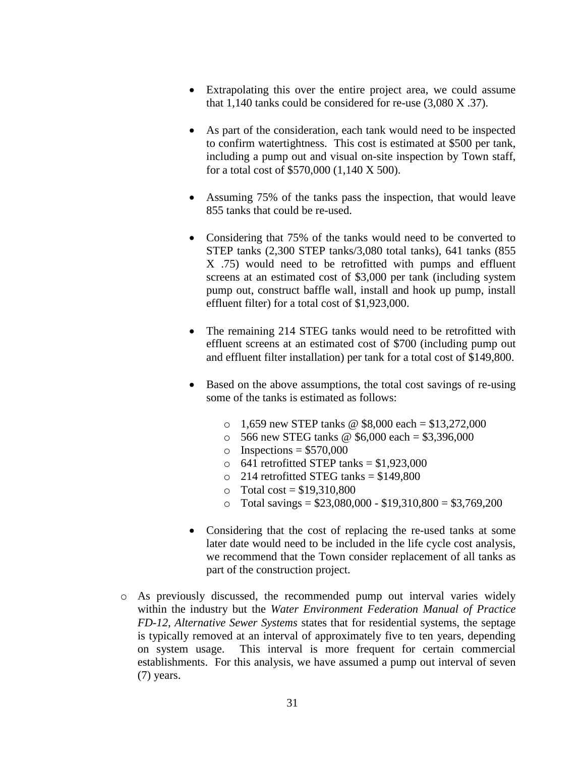- Extrapolating this over the entire project area, we could assume that 1,140 tanks could be considered for re-use (3,080 X .37).

- As part of the consideration, each tank would need to be inspected to confirm watertightness. This cost is estimated at $500 per tank, including a pump out and visual on-site inspection by Town staff, for a total cost of $570,000 (1,140 X 500).

- Assuming 75% of the tanks pass the inspection, that would leave 855 tanks that could be re-used.

- Considering that 75% of the tanks would need to be converted to STEP tanks (2,300 STEP tanks/3,080 total tanks), 641 tanks (855 X .75) would need to be retrofitted with pumps and effluent screens at an estimated cost of $3,000 per tank (including system pump out, construct baffle wall, install and hook up pump, install effluent filter) for a total cost of $1,923,000.

- The remaining 214 STEG tanks would need to be retrofitted with effluent screens at an estimated cost of $700 (including pump out and effluent filter installation) per tank for a total cost of $149,800.

- Based on the above assumptions, the total cost savings of re-using some of the tanks is estimated as follows:

  - 1,659 new STEP tanks @ $8,000 each = $13,272,000
  - 566 new STEG tanks @ $6,000 each = $3,396,000
  - Inspections = $570,000
  - 641 retrofitted STEP tanks = $1,923,000
  - 214 retrofitted STEG tanks = $149,800
  - Total cost = $19,310,800
  - Total savings = $23,080,000 - $19,310,800 = $3,769,200

- Considering that the cost of replacing the re-used tanks at some later date would need to be included in the life cycle cost analysis, we recommend that the Town consider replacement of all tanks as part of the construction project.

- As previously discussed, the recommended pump out interval varies widely within the industry but the *Water Environment Federation Manual of Practice FD-12, Alternative Sewer Systems* states that for residential systems, the septage is typically removed at an interval of approximately five to ten years, depending on system usage. This interval is more frequent for certain commercial establishments. For this analysis, we have assumed a pump out interval of seven (7) years.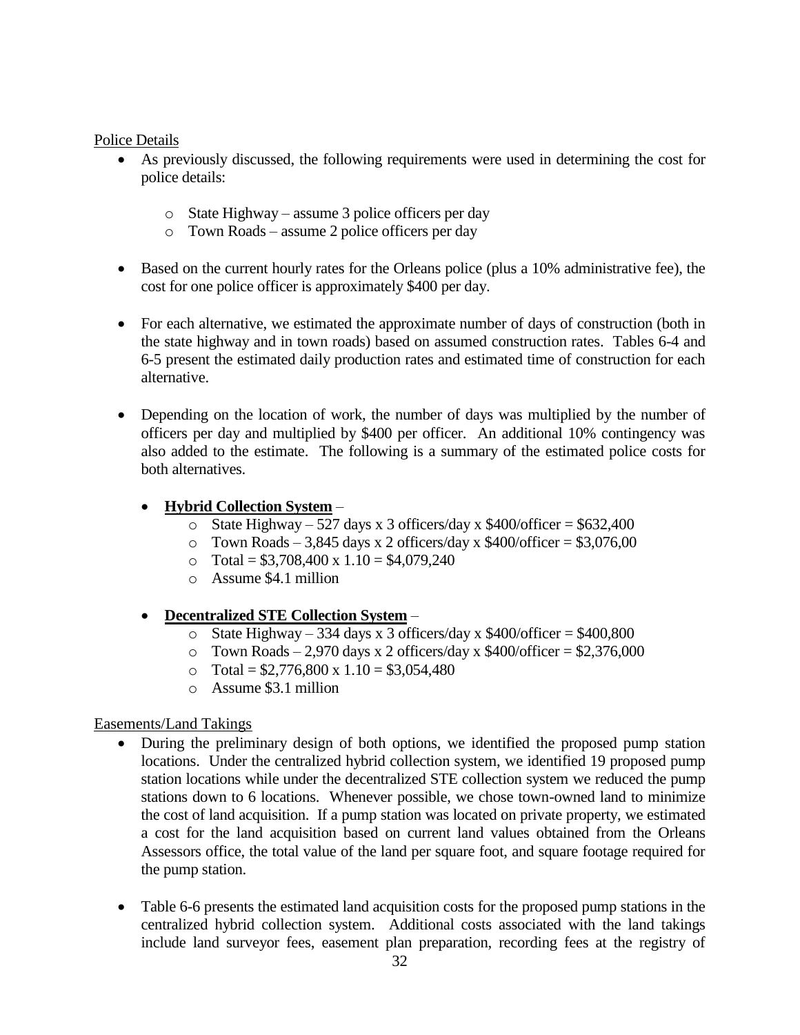Police Details

- As previously discussed, the following requirements were used in determining the cost for police details:
  - State Highway – assume 3 police officers per day
  - Town Roads – assume 2 police officers per day
- Based on the current hourly rates for the Orleans police (plus a 10% administrative fee), the cost for one police officer is approximately $400 per day.
- For each alternative, we estimated the approximate number of days of construction (both in the state highway and in town roads) based on assumed construction rates. Tables 6-4 and 6-5 present the estimated daily production rates and estimated time of construction for each alternative.
- Depending on the location of work, the number of days was multiplied by the number of officers per day and multiplied by $400 per officer. An additional 10% contingency was also added to the estimate. The following is a summary of the estimated police costs for both alternatives.
  - **Hybrid Collection System** –
    - State Highway – 527 days x 3 officers/day x $400/officer = $632,400
    - Town Roads – 3,845 days x 2 officers/day x $400/officer = $3,076,00
    - Total = $3,708,400 x 1.10 = $4,079,240
    - Assume $4.1 million
  - **Decentralized STE Collection System** –
    - State Highway – 334 days x 3 officers/day x $400/officer = $400,800
    - Town Roads – 2,970 days x 2 officers/day x $400/officer = $2,376,000
    - Total = $2,776,800 x 1.10 = $3,054,480
    - Assume $3.1 million

Easements/Land Takings

- During the preliminary design of both options, we identified the proposed pump station locations. Under the centralized hybrid collection system, we identified 19 proposed pump station locations while under the decentralized STE collection system we reduced the pump stations down to 6 locations. Whenever possible, we chose town-owned land to minimize the cost of land acquisition. If a pump station was located on private property, we estimated a cost for the land acquisition based on current land values obtained from the Orleans Assessors office, the total value of the land per square foot, and square footage required for the pump station.
- Table 6-6 presents the estimated land acquisition costs for the proposed pump stations in the centralized hybrid collection system. Additional costs associated with the land takings include land surveyor fees, easement plan preparation, recording fees at the registry of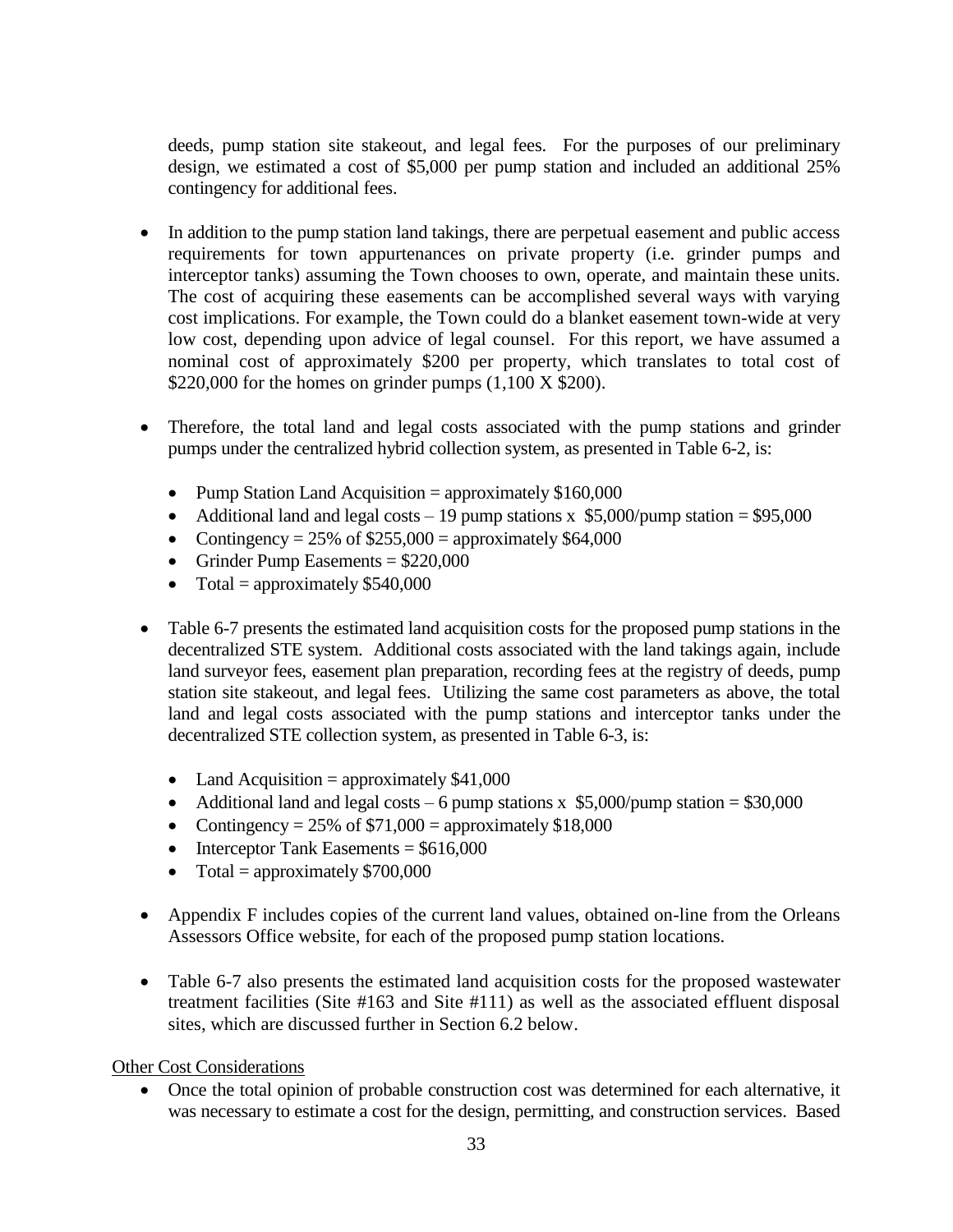deeds, pump station site stakeout, and legal fees. For the purposes of our preliminary design, we estimated a cost of $5,000 per pump station and included an additional 25% contingency for additional fees.

- In addition to the pump station land takings, there are perpetual easement and public access requirements for town appurtenances on private property (i.e. grinder pumps and interceptor tanks) assuming the Town chooses to own, operate, and maintain these units. The cost of acquiring these easements can be accomplished several ways with varying cost implications. For example, the Town could do a blanket easement town-wide at very low cost, depending upon advice of legal counsel. For this report, we have assumed a nominal cost of approximately $200 per property, which translates to total cost of $220,000 for the homes on grinder pumps (1,100 X $200).

- Therefore, the total land and legal costs associated with the pump stations and grinder pumps under the centralized hybrid collection system, as presented in Table 6-2, is:
  - Pump Station Land Acquisition = approximately $160,000
  - Additional land and legal costs – 19 pump stations x $5,000/pump station = $95,000
  - Contingency = 25% of $255,000 = approximately $64,000
  - Grinder Pump Easements = $220,000
  - Total = approximately $540,000

- Table 6-7 presents the estimated land acquisition costs for the proposed pump stations in the decentralized STE system. Additional costs associated with the land takings again, include land surveyor fees, easement plan preparation, recording fees at the registry of deeds, pump station site stakeout, and legal fees. Utilizing the same cost parameters as above, the total land and legal costs associated with the pump stations and interceptor tanks under the decentralized STE collection system, as presented in Table 6-3, is:
  - Land Acquisition = approximately $41,000
  - Additional land and legal costs – 6 pump stations x $5,000/pump station = $30,000
  - Contingency = 25% of $71,000 = approximately $18,000
  - Interceptor Tank Easements = $616,000
  - Total = approximately $700,000

- Appendix F includes copies of the current land values, obtained on-line from the Orleans Assessors Office website, for each of the proposed pump station locations.

- Table 6-7 also presents the estimated land acquisition costs for the proposed wastewater treatment facilities (Site #163 and Site #111) as well as the associated effluent disposal sites, which are discussed further in Section 6.2 below.

Other Cost Considerations

- Once the total opinion of probable construction cost was determined for each alternative, it was necessary to estimate a cost for the design, permitting, and construction services. Based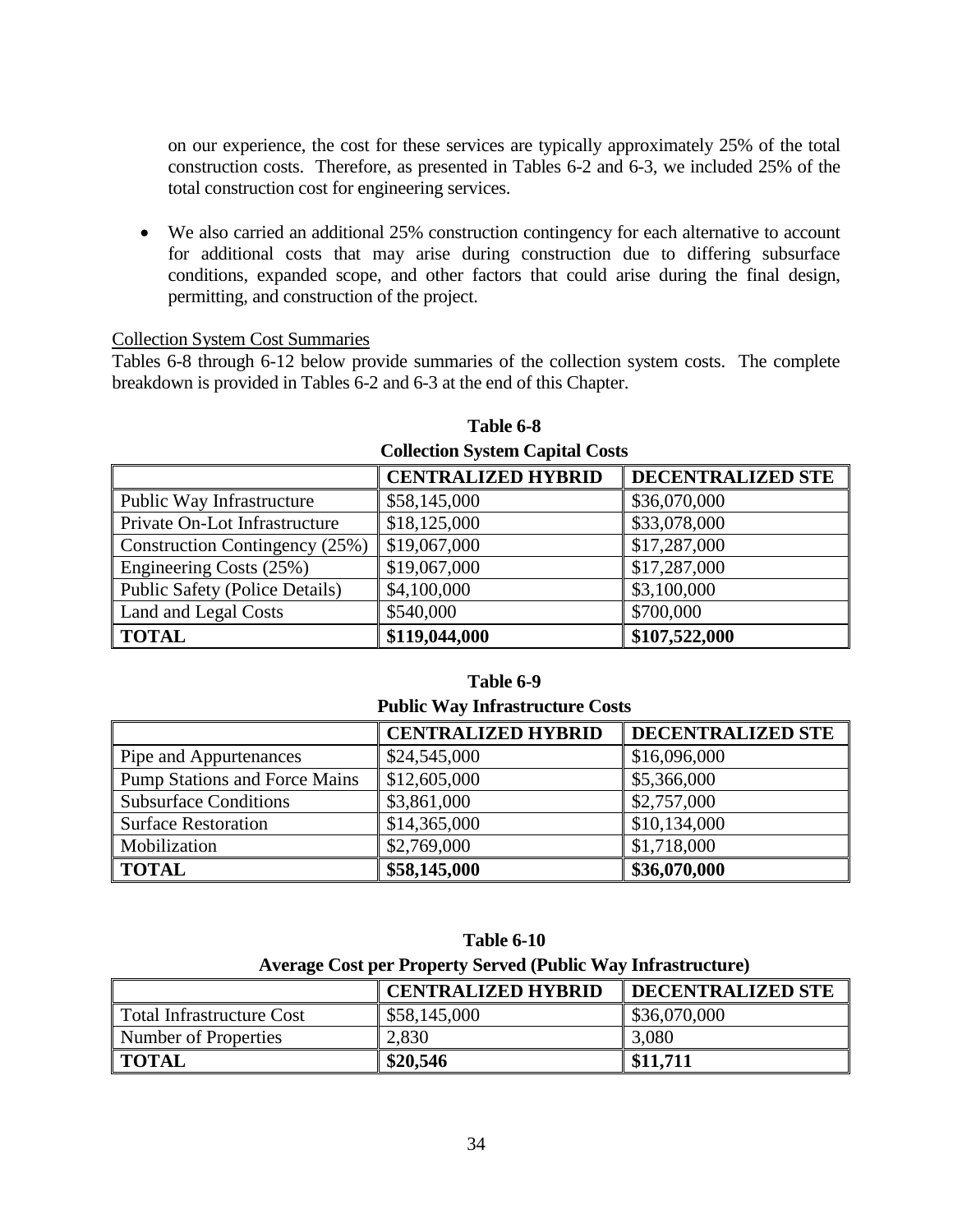on our experience, the cost for these services are typically approximately 25% of the total construction costs. Therefore, as presented in Tables 6-2 and 6-3, we included 25% of the total construction cost for engineering services.

- We also carried an additional 25% construction contingency for each alternative to account for additional costs that may arise during construction due to differing subsurface conditions, expanded scope, and other factors that could arise during the final design, permitting, and construction of the project.

Collection System Cost Summaries

Tables 6-8 through 6-12 below provide summaries of the collection system costs. The complete breakdown is provided in Tables 6-2 and 6-3 at the end of this Chapter.

**Table 6-8**
**Collection System Capital Costs**

| | CENTRALIZED HYBRID | DECENTRALIZED STE |
|---|---|---|
| Public Way Infrastructure | $58,145,000 | $36,070,000 |
| Private On-Lot Infrastructure | $18,125,000 | $33,078,000 |
| Construction Contingency (25%) | $19,067,000 | $17,287,000 |
| Engineering Costs (25%) | $19,067,000 | $17,287,000 |
| Public Safety (Police Details) | $4,100,000 | $3,100,000 |
| Land and Legal Costs | $540,000 | $700,000 |
| **TOTAL** | **$119,044,000** | **$107,522,000** |

**Table 6-9**
**Public Way Infrastructure Costs**

| | CENTRALIZED HYBRID | DECENTRALIZED STE |
|---|---|---|
| Pipe and Appurtenances | $24,545,000 | $16,096,000 |
| Pump Stations and Force Mains | $12,605,000 | $5,366,000 |
| Subsurface Conditions | $3,861,000 | $2,757,000 |
| Surface Restoration | $14,365,000 | $10,134,000 |
| Mobilization | $2,769,000 | $1,718,000 |
| **TOTAL** | **$58,145,000** | **$36,070,000** |

**Table 6-10**
**Average Cost per Property Served (Public Way Infrastructure)**

| | CENTRALIZED HYBRID | DECENTRALIZED STE |
|---|---|---|
| Total Infrastructure Cost | $58,145,000 | $36,070,000 |
| Number of Properties | 2,830 | 3,080 |
| **TOTAL** | **$20,546** | **$11,711** |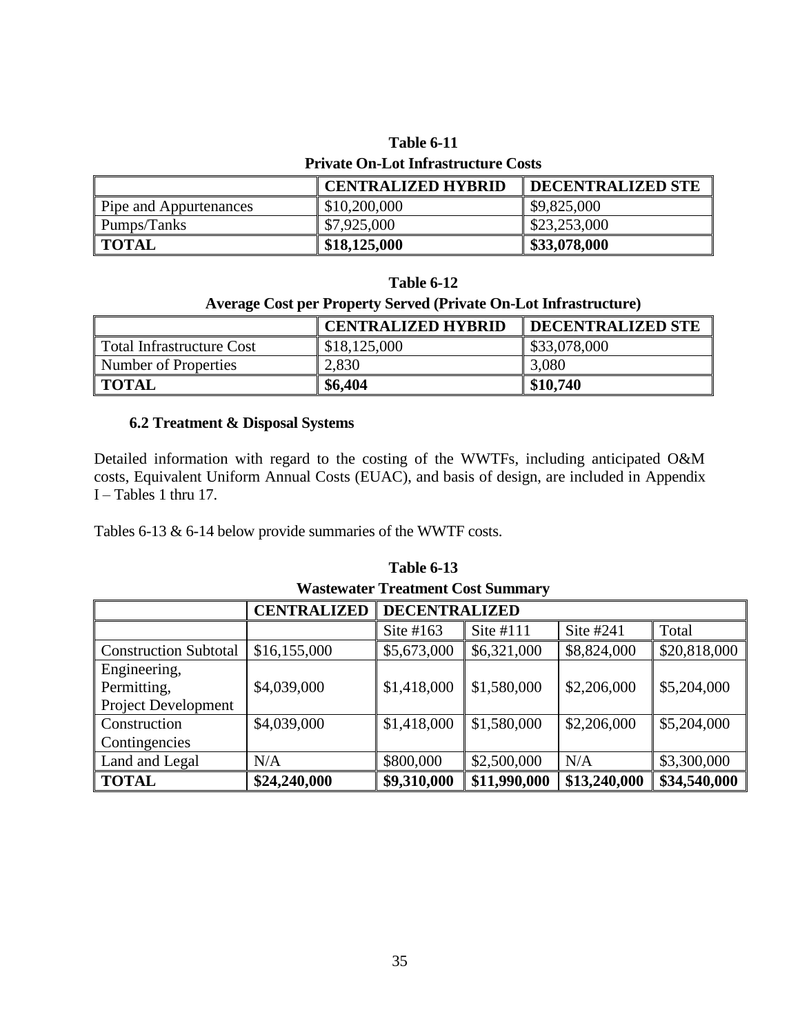**Table 6-11**
**Private On-Lot Infrastructure Costs**

| | CENTRALIZED HYBRID | DECENTRALIZED STE |
|---|---|---|
| Pipe and Appurtenances | $10,200,000 | $9,825,000 |
| Pumps/Tanks | $7,925,000 | $23,253,000 |
| **TOTAL** | **$18,125,000** | **$33,078,000** |

**Table 6-12**
**Average Cost per Property Served (Private On-Lot Infrastructure)**

| | CENTRALIZED HYBRID | DECENTRALIZED STE |
|---|---|---|
| Total Infrastructure Cost | $18,125,000 | $33,078,000 |
| Number of Properties | 2,830 | 3,080 |
| **TOTAL** | **$6,404** | **$10,740** |

### 6.2 Treatment & Disposal Systems

Detailed information with regard to the costing of the WWTFs, including anticipated O&M costs, Equivalent Uniform Annual Costs (EUAC), and basis of design, are included in Appendix I – Tables 1 thru 17.

Tables 6-13 & 6-14 below provide summaries of the WWTF costs.

**Table 6-13**
**Wastewater Treatment Cost Summary**

| | CENTRALIZED | DECENTRALIZED | | | |
|---|---|---|---|---|---|
| | | Site #163 | Site #111 | Site #241 | Total |
| Construction Subtotal | $16,155,000 | $5,673,000 | $6,321,000 | $8,824,000 | $20,818,000 |
| Engineering, Permitting, Project Development | $4,039,000 | $1,418,000 | $1,580,000 | $2,206,000 | $5,204,000 |
| Construction Contingencies | $4,039,000 | $1,418,000 | $1,580,000 | $2,206,000 | $5,204,000 |
| Land and Legal | N/A | $800,000 | $2,500,000 | N/A | $3,300,000 |
| **TOTAL** | **$24,240,000** | **$9,310,000** | **$11,990,000** | **$13,240,000** | **$34,540,000** |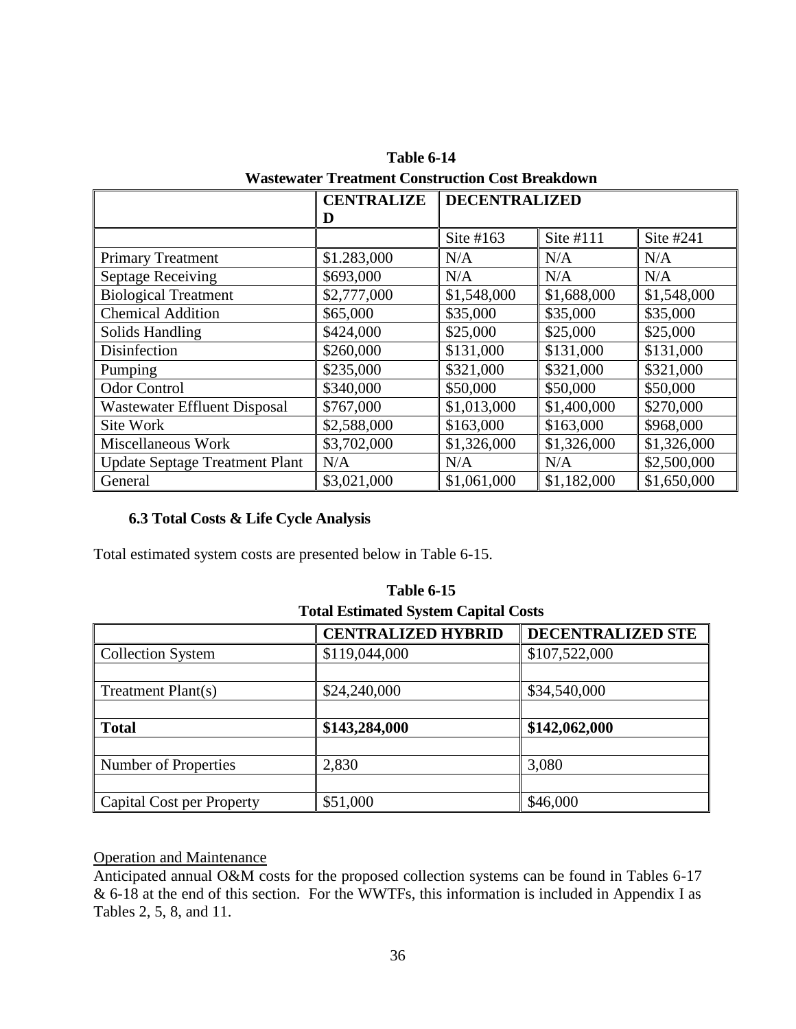**Table 6-14**
**Wastewater Treatment Construction Cost Breakdown**

| | **CENTRALIZED** | **DECENTRALIZED** | | |
|---|---|---|---|---|
| | | Site #163 | Site #111 | Site #241 |
| Primary Treatment | $1.283,000 | N/A | N/A | N/A |
| Septage Receiving | $693,000 | N/A | N/A | N/A |
| Biological Treatment | $2,777,000 | $1,548,000 | $1,688,000 | $1,548,000 |
| Chemical Addition | $65,000 | $35,000 | $35,000 | $35,000 |
| Solids Handling | $424,000 | $25,000 | $25,000 | $25,000 |
| Disinfection | $260,000 | $131,000 | $131,000 | $131,000 |
| Pumping | $235,000 | $321,000 | $321,000 | $321,000 |
| Odor Control | $340,000 | $50,000 | $50,000 | $50,000 |
| Wastewater Effluent Disposal | $767,000 | $1,013,000 | $1,400,000 | $270,000 |
| Site Work | $2,588,000 | $163,000 | $163,000 | $968,000 |
| Miscellaneous Work | $3,702,000 | $1,326,000 | $1,326,000 | $1,326,000 |
| Update Septage Treatment Plant | N/A | N/A | N/A | $2,500,000 |
| General | $3,021,000 | $1,061,000 | $1,182,000 | $1,650,000 |

### 6.3 Total Costs & Life Cycle Analysis

Total estimated system costs are presented below in Table 6-15.

**Table 6-15**
**Total Estimated System Capital Costs**

| | **CENTRALIZED HYBRID** | **DECENTRALIZED STE** |
|---|---|---|
| Collection System | $119,044,000 | $107,522,000 |
| | | |
| Treatment Plant(s) | $24,240,000 | $34,540,000 |
| | | |
| **Total** | **$143,284,000** | **$142,062,000** |
| | | |
| Number of Properties | 2,830 | 3,080 |
| | | |
| Capital Cost per Property | $51,000 | $46,000 |

<u>Operation and Maintenance</u>
Anticipated annual O&M costs for the proposed collection systems can be found in Tables 6-17 & 6-18 at the end of this section. For the WWTFs, this information is included in Appendix I as Tables 2, 5, 8, and 11.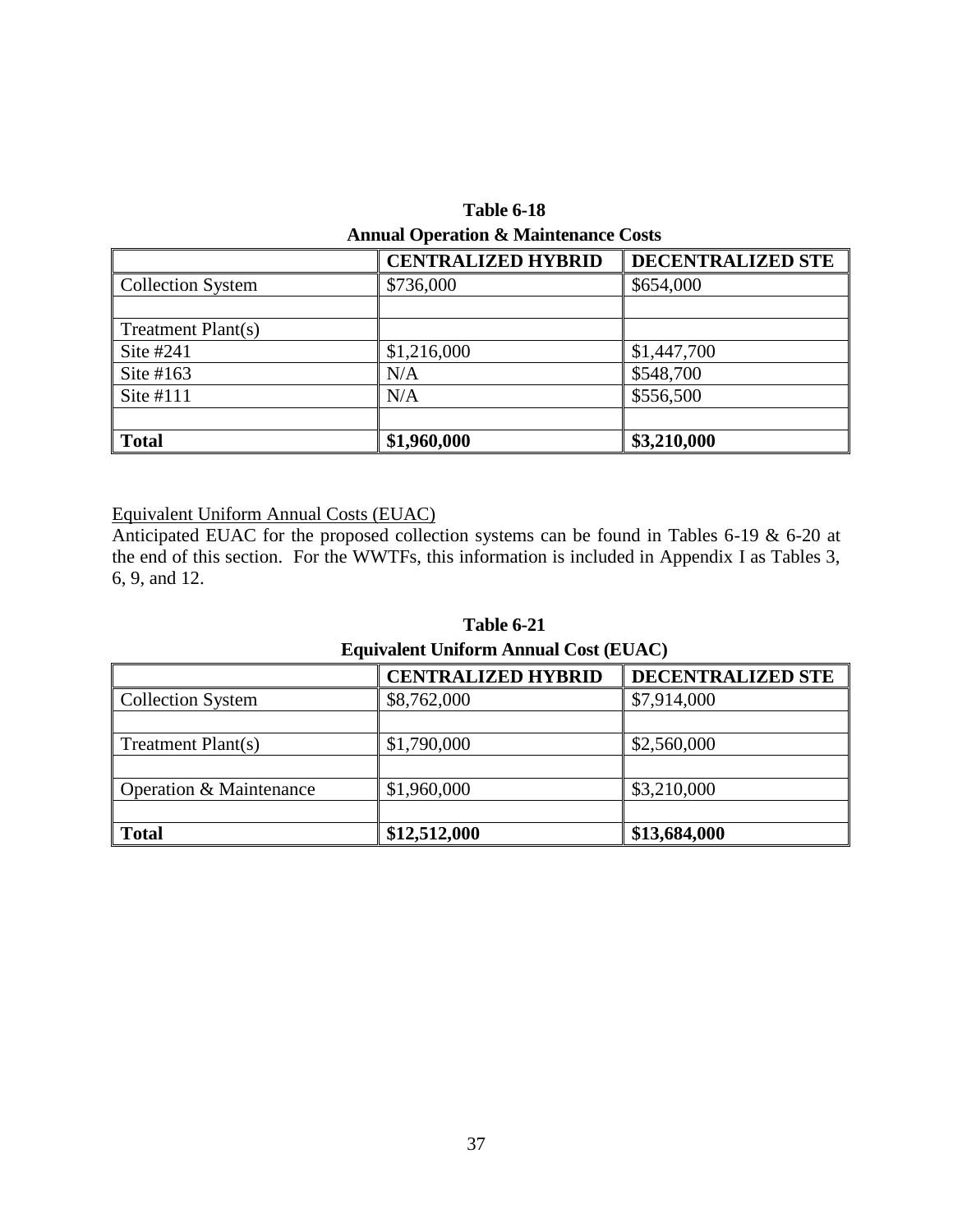**Table 6-18**

**Annual Operation & Maintenance Costs**

| | **CENTRALIZED HYBRID** | **DECENTRALIZED STE** |
|---|---|---|
| Collection System | $736,000 | $654,000 |
| | | |
| Treatment Plant(s) | | |
| Site #241 | $1,216,000 | $1,447,700 |
| Site #163 | N/A | $548,700 |
| Site #111 | N/A | $556,500 |
| | | |
| **Total** | **$1,960,000** | **$3,210,000** |

<u>Equivalent Uniform Annual Costs (EUAC)</u>

Anticipated EUAC for the proposed collection systems can be found in Tables 6-19 & 6-20 at the end of this section. For the WWTFs, this information is included in Appendix I as Tables 3, 6, 9, and 12.

**Table 6-21**

**Equivalent Uniform Annual Cost (EUAC)**

| | **CENTRALIZED HYBRID** | **DECENTRALIZED STE** |
|---|---|---|
| Collection System | $8,762,000 | $7,914,000 |
| | | |
| Treatment Plant(s) | $1,790,000 | $2,560,000 |
| | | |
| Operation & Maintenance | $1,960,000 | $3,210,000 |
| | | |
| **Total** | **$12,512,000** | **$13,684,000** |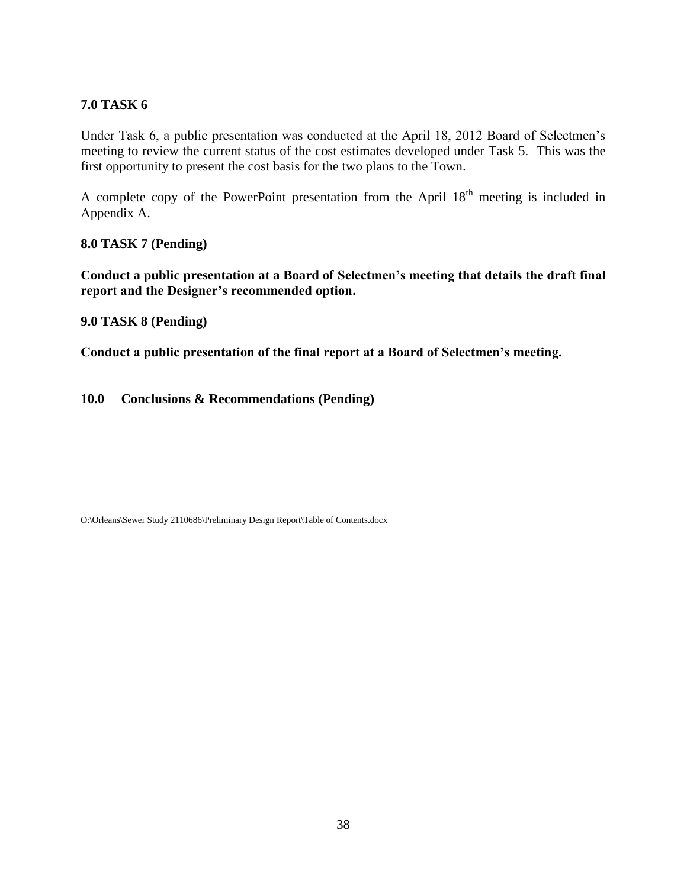## 7.0 TASK 6

Under Task 6, a public presentation was conducted at the April 18, 2012 Board of Selectmen's meeting to review the current status of the cost estimates developed under Task 5. This was the first opportunity to present the cost basis for the two plans to the Town.

A complete copy of the PowerPoint presentation from the April 18th meeting is included in Appendix A.

## 8.0 TASK 7 (Pending)

**Conduct a public presentation at a Board of Selectmen's meeting that details the draft final report and the Designer's recommended option.**

## 9.0 TASK 8 (Pending)

**Conduct a public presentation of the final report at a Board of Selectmen's meeting.**

## 10.0 Conclusions & Recommendations (Pending)

O:\Orleans\Sewer Study 2110686\Preliminary Design Report\Table of Contents.docx